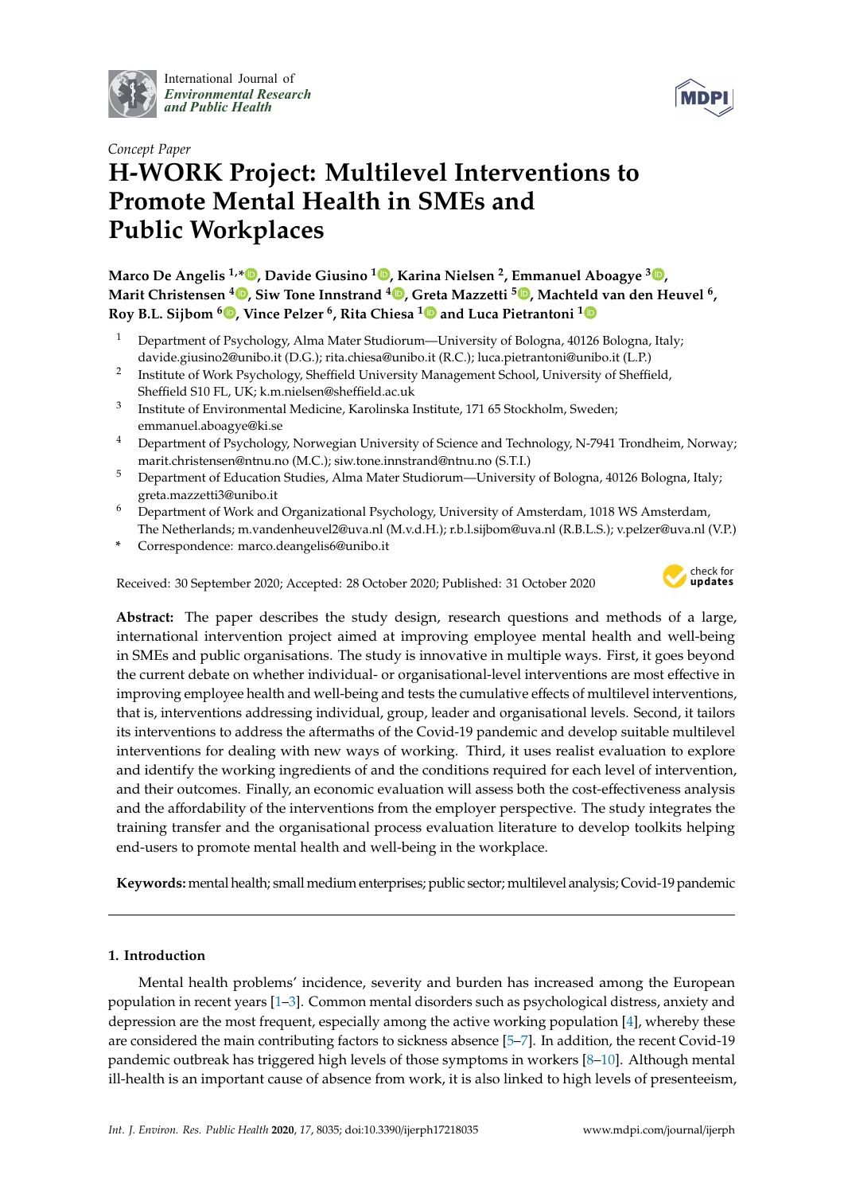*Concept Paper*

# H-WORK Project: Multilevel Interventions to Promote Mental Health in SMEs and Public Workplaces

**Marco De Angelis [1,*], Davide Giusino [1], Karina Nielsen [2], Emmanuel Aboagye [3], Marit Christensen [4], Siw Tone Innstrand [4], Greta Mazzetti [5], Machteld van den Heuvel [6], Roy B.L. Sijbom [6], Vince Pelzer [6], Rita Chiesa [1] and Luca Pietrantoni [1]**

[1] Department of Psychology, Alma Mater Studiorum—University of Bologna, 40126 Bologna, Italy; davide.giusino2@unibo.it (D.G.); rita.chiesa@unibo.it (R.C.); luca.pietrantoni@unibo.it (L.P.)

[2] Institute of Work Psychology, Sheffield University Management School, University of Sheffield, Sheffield S10 FL, UK; k.m.nielsen@sheffield.ac.uk

[3] Institute of Environmental Medicine, Karolinska Institute, 171 65 Stockholm, Sweden; emmanuel.aboagye@ki.se

[4] Department of Psychology, Norwegian University of Science and Technology, N-7941 Trondheim, Norway; marit.christensen@ntnu.no (M.C.); siw.tone.innstrand@ntnu.no (S.T.I.)

[5] Department of Education Studies, Alma Mater Studiorum—University of Bologna, 40126 Bologna, Italy; greta.mazzetti3@unibo.it

[6] Department of Work and Organizational Psychology, University of Amsterdam, 1018 WS Amsterdam, The Netherlands; m.vandenheuvel2@uva.nl (M.v.d.H.); r.b.l.sijbom@uva.nl (R.B.L.S.); v.pelzer@uva.nl (V.P.)

\* Correspondence: marco.deangelis6@unibo.it

Received: 30 September 2020; Accepted: 28 October 2020; Published: 31 October 2020

**Abstract:** The paper describes the study design, research questions and methods of a large, international intervention project aimed at improving employee mental health and well-being in SMEs and public organisations. The study is innovative in multiple ways. First, it goes beyond the current debate on whether individual- or organisational-level interventions are most effective in improving employee health and well-being and tests the cumulative effects of multilevel interventions, that is, interventions addressing individual, group, leader and organisational levels. Second, it tailors its interventions to address the aftermaths of the Covid-19 pandemic and develop suitable multilevel interventions for dealing with new ways of working. Third, it uses realist evaluation to explore and identify the working ingredients of and the conditions required for each level of intervention, and their outcomes. Finally, an economic evaluation will assess both the cost-effectiveness analysis and the affordability of the interventions from the employer perspective. The study integrates the training transfer and the organisational process evaluation literature to develop toolkits helping end-users to promote mental health and well-being in the workplace.

**Keywords:** mental health; small medium enterprises; public sector; multilevel analysis; Covid-19 pandemic

## 1. Introduction

Mental health problems' incidence, severity and burden has increased among the European population in recent years [1–3]. Common mental disorders such as psychological distress, anxiety and depression are the most frequent, especially among the active working population [4], whereby these are considered the main contributing factors to sickness absence [5–7]. In addition, the recent Covid-19 pandemic outbreak has triggered high levels of those symptoms in workers [8–10]. Although mental ill-health is an important cause of absence from work, it is also linked to high levels of presenteeism,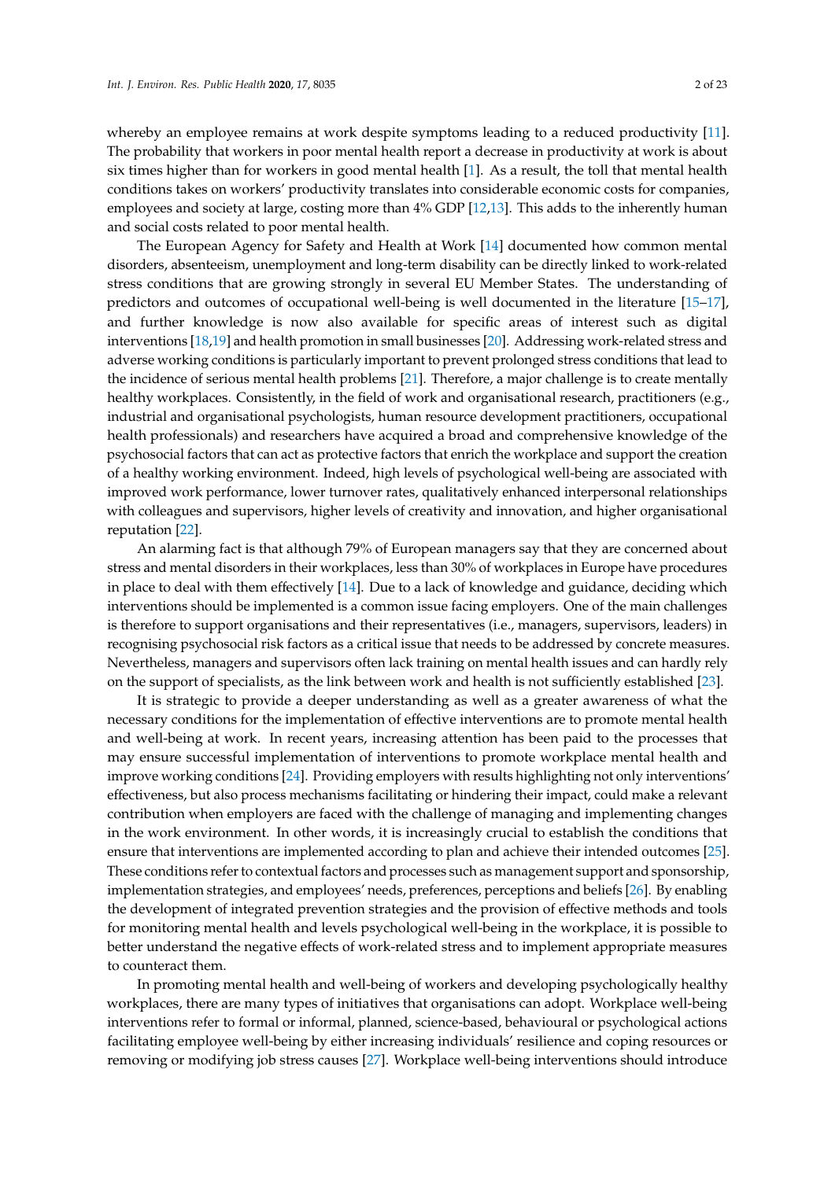whereby an employee remains at work despite symptoms leading to a reduced productivity [11]. The probability that workers in poor mental health report a decrease in productivity at work is about six times higher than for workers in good mental health [1]. As a result, the toll that mental health conditions takes on workers' productivity translates into considerable economic costs for companies, employees and society at large, costing more than 4% GDP [12,13]. This adds to the inherently human and social costs related to poor mental health.

The European Agency for Safety and Health at Work [14] documented how common mental disorders, absenteeism, unemployment and long-term disability can be directly linked to work-related stress conditions that are growing strongly in several EU Member States. The understanding of predictors and outcomes of occupational well-being is well documented in the literature [15–17], and further knowledge is now also available for specific areas of interest such as digital interventions [18,19] and health promotion in small businesses [20]. Addressing work-related stress and adverse working conditions is particularly important to prevent prolonged stress conditions that lead to the incidence of serious mental health problems [21]. Therefore, a major challenge is to create mentally healthy workplaces. Consistently, in the field of work and organisational research, practitioners (e.g., industrial and organisational psychologists, human resource development practitioners, occupational health professionals) and researchers have acquired a broad and comprehensive knowledge of the psychosocial factors that can act as protective factors that enrich the workplace and support the creation of a healthy working environment. Indeed, high levels of psychological well-being are associated with improved work performance, lower turnover rates, qualitatively enhanced interpersonal relationships with colleagues and supervisors, higher levels of creativity and innovation, and higher organisational reputation [22].

An alarming fact is that although 79% of European managers say that they are concerned about stress and mental disorders in their workplaces, less than 30% of workplaces in Europe have procedures in place to deal with them effectively [14]. Due to a lack of knowledge and guidance, deciding which interventions should be implemented is a common issue facing employers. One of the main challenges is therefore to support organisations and their representatives (i.e., managers, supervisors, leaders) in recognising psychosocial risk factors as a critical issue that needs to be addressed by concrete measures. Nevertheless, managers and supervisors often lack training on mental health issues and can hardly rely on the support of specialists, as the link between work and health is not sufficiently established [23].

It is strategic to provide a deeper understanding as well as a greater awareness of what the necessary conditions for the implementation of effective interventions are to promote mental health and well-being at work. In recent years, increasing attention has been paid to the processes that may ensure successful implementation of interventions to promote workplace mental health and improve working conditions [24]. Providing employers with results highlighting not only interventions' effectiveness, but also process mechanisms facilitating or hindering their impact, could make a relevant contribution when employers are faced with the challenge of managing and implementing changes in the work environment. In other words, it is increasingly crucial to establish the conditions that ensure that interventions are implemented according to plan and achieve their intended outcomes [25]. These conditions refer to contextual factors and processes such as management support and sponsorship, implementation strategies, and employees' needs, preferences, perceptions and beliefs [26]. By enabling the development of integrated prevention strategies and the provision of effective methods and tools for monitoring mental health and levels psychological well-being in the workplace, it is possible to better understand the negative effects of work-related stress and to implement appropriate measures to counteract them.

In promoting mental health and well-being of workers and developing psychologically healthy workplaces, there are many types of initiatives that organisations can adopt. Workplace well-being interventions refer to formal or informal, planned, science-based, behavioural or psychological actions facilitating employee well-being by either increasing individuals' resilience and coping resources or removing or modifying job stress causes [27]. Workplace well-being interventions should introduce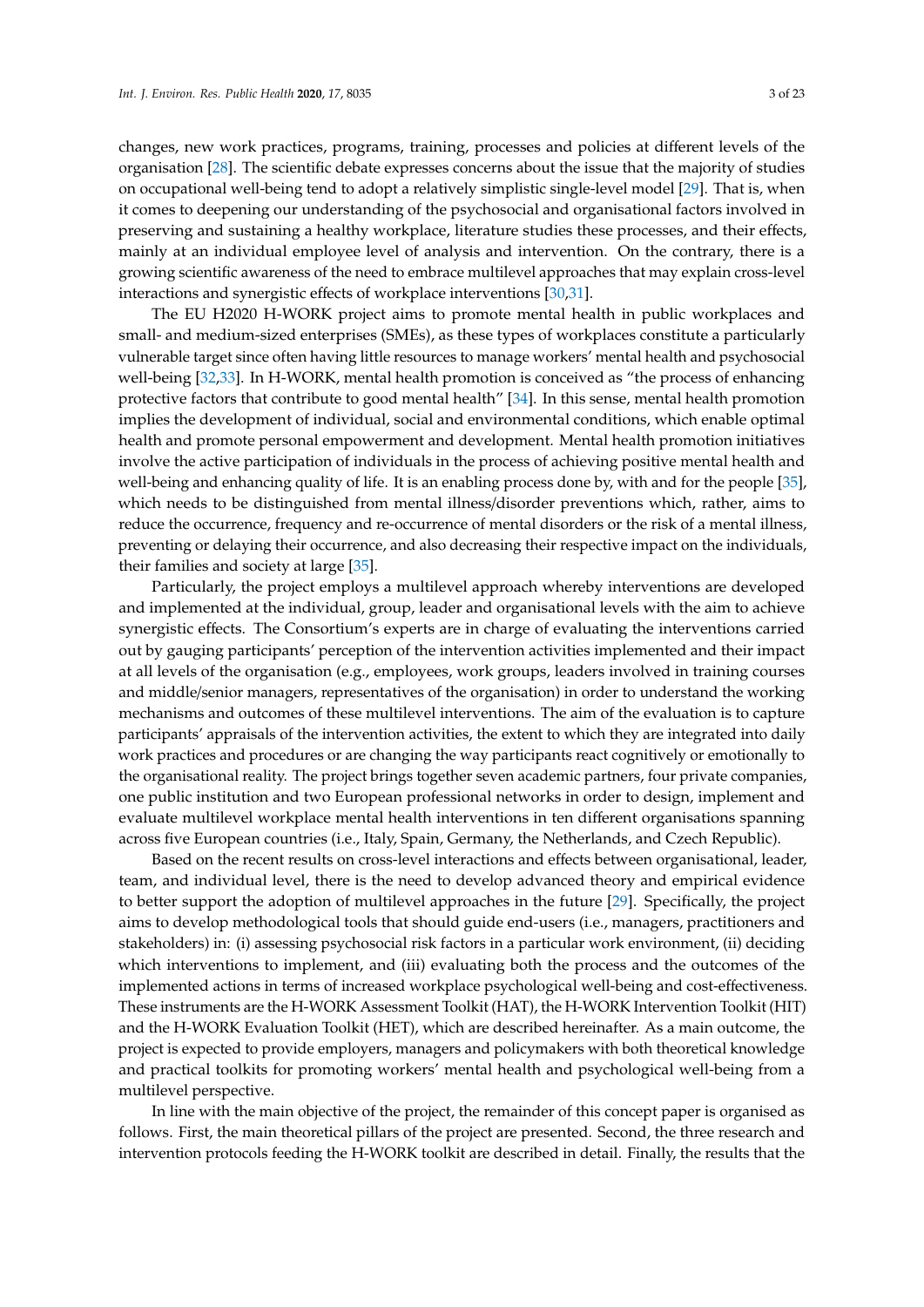changes, new work practices, programs, training, processes and policies at different levels of the organisation [28]. The scientific debate expresses concerns about the issue that the majority of studies on occupational well-being tend to adopt a relatively simplistic single-level model [29]. That is, when it comes to deepening our understanding of the psychosocial and organisational factors involved in preserving and sustaining a healthy workplace, literature studies these processes, and their effects, mainly at an individual employee level of analysis and intervention. On the contrary, there is a growing scientific awareness of the need to embrace multilevel approaches that may explain cross-level interactions and synergistic effects of workplace interventions [30,31].

The EU H2020 H-WORK project aims to promote mental health in public workplaces and small- and medium-sized enterprises (SMEs), as these types of workplaces constitute a particularly vulnerable target since often having little resources to manage workers' mental health and psychosocial well-being [32,33]. In H-WORK, mental health promotion is conceived as "the process of enhancing protective factors that contribute to good mental health" [34]. In this sense, mental health promotion implies the development of individual, social and environmental conditions, which enable optimal health and promote personal empowerment and development. Mental health promotion initiatives involve the active participation of individuals in the process of achieving positive mental health and well-being and enhancing quality of life. It is an enabling process done by, with and for the people [35], which needs to be distinguished from mental illness/disorder preventions which, rather, aims to reduce the occurrence, frequency and re-occurrence of mental disorders or the risk of a mental illness, preventing or delaying their occurrence, and also decreasing their respective impact on the individuals, their families and society at large [35].

Particularly, the project employs a multilevel approach whereby interventions are developed and implemented at the individual, group, leader and organisational levels with the aim to achieve synergistic effects. The Consortium's experts are in charge of evaluating the interventions carried out by gauging participants' perception of the intervention activities implemented and their impact at all levels of the organisation (e.g., employees, work groups, leaders involved in training courses and middle/senior managers, representatives of the organisation) in order to understand the working mechanisms and outcomes of these multilevel interventions. The aim of the evaluation is to capture participants' appraisals of the intervention activities, the extent to which they are integrated into daily work practices and procedures or are changing the way participants react cognitively or emotionally to the organisational reality. The project brings together seven academic partners, four private companies, one public institution and two European professional networks in order to design, implement and evaluate multilevel workplace mental health interventions in ten different organisations spanning across five European countries (i.e., Italy, Spain, Germany, the Netherlands, and Czech Republic).

Based on the recent results on cross-level interactions and effects between organisational, leader, team, and individual level, there is the need to develop advanced theory and empirical evidence to better support the adoption of multilevel approaches in the future [29]. Specifically, the project aims to develop methodological tools that should guide end-users (i.e., managers, practitioners and stakeholders) in: (i) assessing psychosocial risk factors in a particular work environment, (ii) deciding which interventions to implement, and (iii) evaluating both the process and the outcomes of the implemented actions in terms of increased workplace psychological well-being and cost-effectiveness. These instruments are the H-WORK Assessment Toolkit (HAT), the H-WORK Intervention Toolkit (HIT) and the H-WORK Evaluation Toolkit (HET), which are described hereinafter. As a main outcome, the project is expected to provide employers, managers and policymakers with both theoretical knowledge and practical toolkits for promoting workers' mental health and psychological well-being from a multilevel perspective.

In line with the main objective of the project, the remainder of this concept paper is organised as follows. First, the main theoretical pillars of the project are presented. Second, the three research and intervention protocols feeding the H-WORK toolkit are described in detail. Finally, the results that the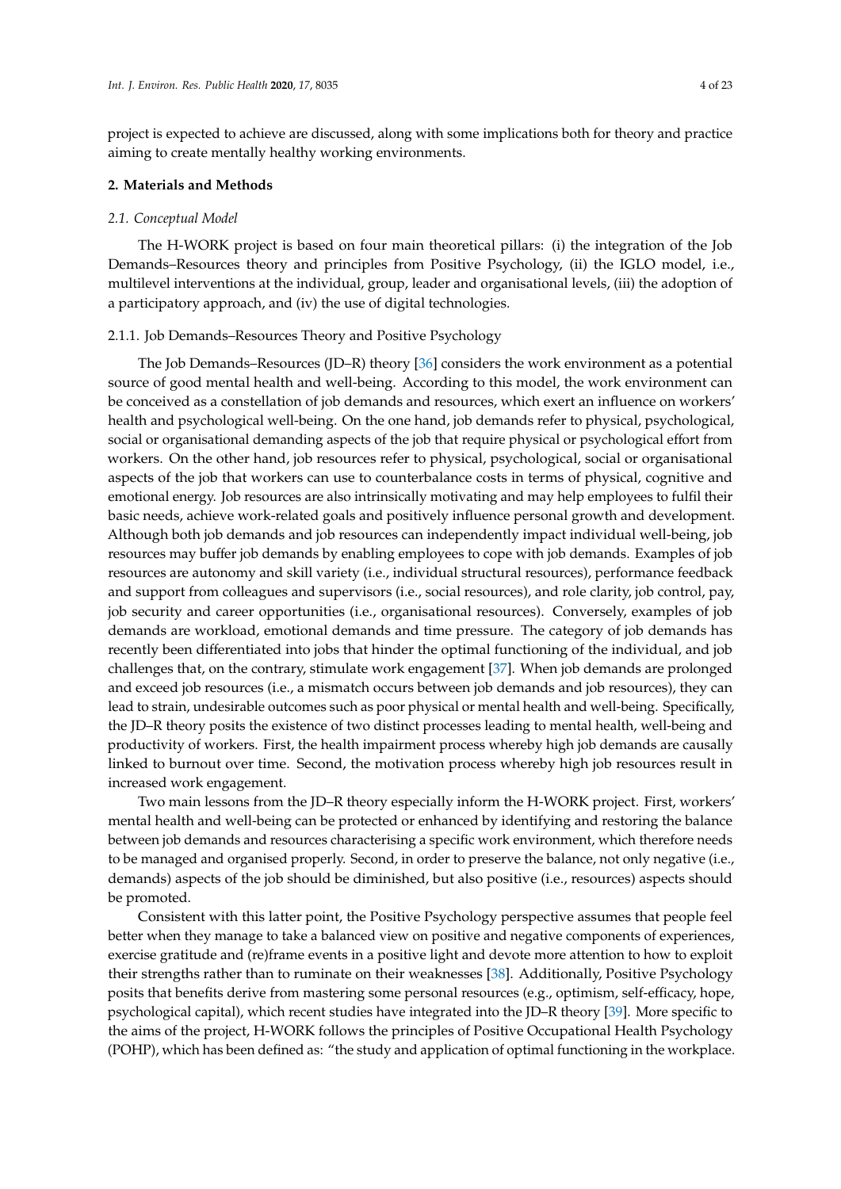project is expected to achieve are discussed, along with some implications both for theory and practice aiming to create mentally healthy working environments.

## 2. Materials and Methods

### *2.1. Conceptual Model*

The H-WORK project is based on four main theoretical pillars: (i) the integration of the Job Demands–Resources theory and principles from Positive Psychology, (ii) the IGLO model, i.e., multilevel interventions at the individual, group, leader and organisational levels, (iii) the adoption of a participatory approach, and (iv) the use of digital technologies.

#### 2.1.1. Job Demands–Resources Theory and Positive Psychology

The Job Demands–Resources (JD–R) theory [36] considers the work environment as a potential source of good mental health and well-being. According to this model, the work environment can be conceived as a constellation of job demands and resources, which exert an influence on workers' health and psychological well-being. On the one hand, job demands refer to physical, psychological, social or organisational demanding aspects of the job that require physical or psychological effort from workers. On the other hand, job resources refer to physical, psychological, social or organisational aspects of the job that workers can use to counterbalance costs in terms of physical, cognitive and emotional energy. Job resources are also intrinsically motivating and may help employees to fulfil their basic needs, achieve work-related goals and positively influence personal growth and development. Although both job demands and job resources can independently impact individual well-being, job resources may buffer job demands by enabling employees to cope with job demands. Examples of job resources are autonomy and skill variety (i.e., individual structural resources), performance feedback and support from colleagues and supervisors (i.e., social resources), and role clarity, job control, pay, job security and career opportunities (i.e., organisational resources). Conversely, examples of job demands are workload, emotional demands and time pressure. The category of job demands has recently been differentiated into jobs that hinder the optimal functioning of the individual, and job challenges that, on the contrary, stimulate work engagement [37]. When job demands are prolonged and exceed job resources (i.e., a mismatch occurs between job demands and job resources), they can lead to strain, undesirable outcomes such as poor physical or mental health and well-being. Specifically, the JD–R theory posits the existence of two distinct processes leading to mental health, well-being and productivity of workers. First, the health impairment process whereby high job demands are causally linked to burnout over time. Second, the motivation process whereby high job resources result in increased work engagement.

Two main lessons from the JD–R theory especially inform the H-WORK project. First, workers' mental health and well-being can be protected or enhanced by identifying and restoring the balance between job demands and resources characterising a specific work environment, which therefore needs to be managed and organised properly. Second, in order to preserve the balance, not only negative (i.e., demands) aspects of the job should be diminished, but also positive (i.e., resources) aspects should be promoted.

Consistent with this latter point, the Positive Psychology perspective assumes that people feel better when they manage to take a balanced view on positive and negative components of experiences, exercise gratitude and (re)frame events in a positive light and devote more attention to how to exploit their strengths rather than to ruminate on their weaknesses [38]. Additionally, Positive Psychology posits that benefits derive from mastering some personal resources (e.g., optimism, self-efficacy, hope, psychological capital), which recent studies have integrated into the JD–R theory [39]. More specific to the aims of the project, H-WORK follows the principles of Positive Occupational Health Psychology (POHP), which has been defined as: "the study and application of optimal functioning in the workplace.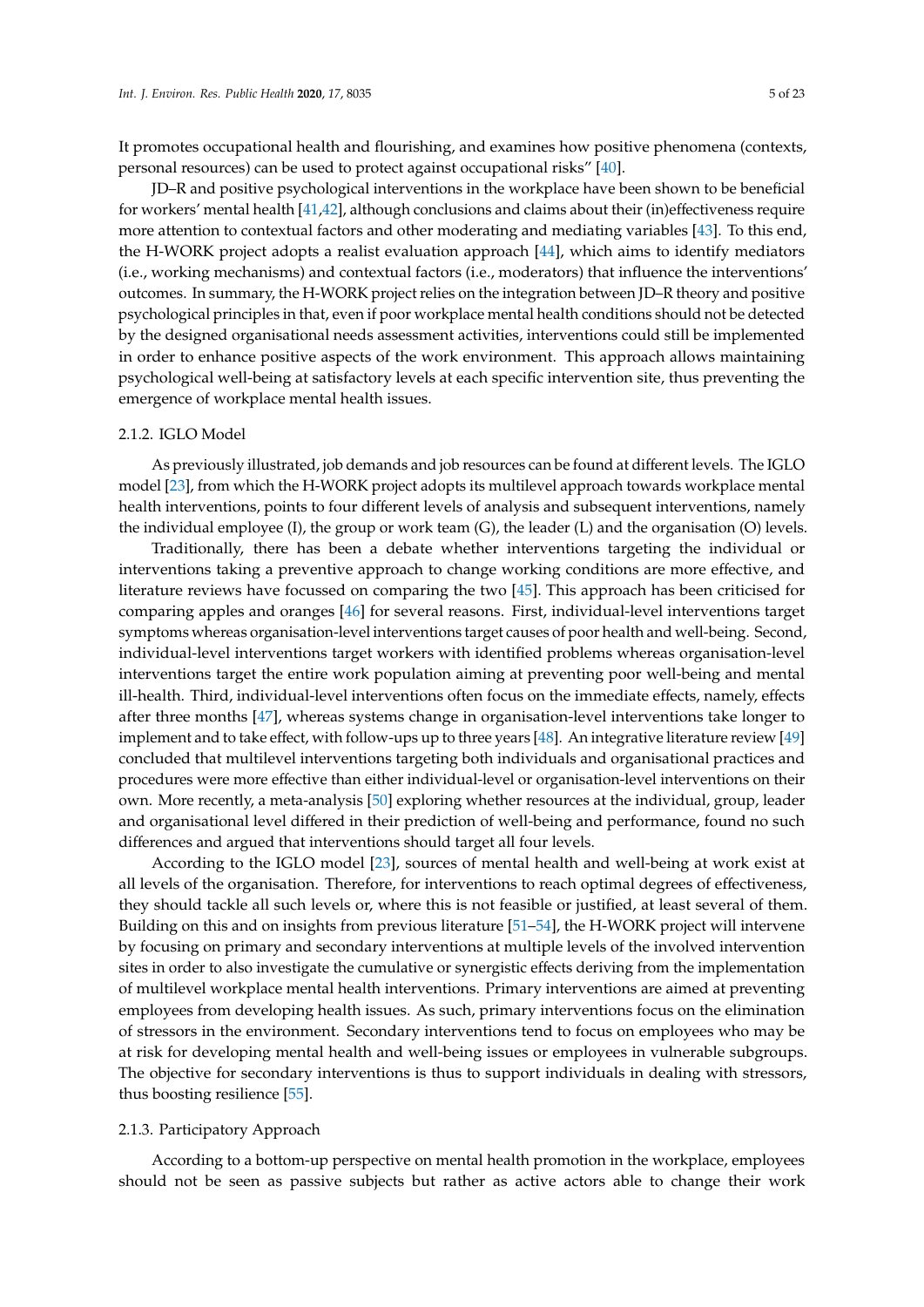It promotes occupational health and flourishing, and examines how positive phenomena (contexts, personal resources) can be used to protect against occupational risks" [40].

JD–R and positive psychological interventions in the workplace have been shown to be beneficial for workers' mental health [41,42], although conclusions and claims about their (in)effectiveness require more attention to contextual factors and other moderating and mediating variables [43]. To this end, the H-WORK project adopts a realist evaluation approach [44], which aims to identify mediators (i.e., working mechanisms) and contextual factors (i.e., moderators) that influence the interventions' outcomes. In summary, the H-WORK project relies on the integration between JD–R theory and positive psychological principles in that, even if poor workplace mental health conditions should not be detected by the designed organisational needs assessment activities, interventions could still be implemented in order to enhance positive aspects of the work environment. This approach allows maintaining psychological well-being at satisfactory levels at each specific intervention site, thus preventing the emergence of workplace mental health issues.

#### 2.1.2. IGLO Model

As previously illustrated, job demands and job resources can be found at different levels. The IGLO model [23], from which the H-WORK project adopts its multilevel approach towards workplace mental health interventions, points to four different levels of analysis and subsequent interventions, namely the individual employee (I), the group or work team (G), the leader (L) and the organisation (O) levels.

Traditionally, there has been a debate whether interventions targeting the individual or interventions taking a preventive approach to change working conditions are more effective, and literature reviews have focussed on comparing the two [45]. This approach has been criticised for comparing apples and oranges [46] for several reasons. First, individual-level interventions target symptoms whereas organisation-level interventions target causes of poor health and well-being. Second, individual-level interventions target workers with identified problems whereas organisation-level interventions target the entire work population aiming at preventing poor well-being and mental ill-health. Third, individual-level interventions often focus on the immediate effects, namely, effects after three months [47], whereas systems change in organisation-level interventions take longer to implement and to take effect, with follow-ups up to three years [48]. An integrative literature review [49] concluded that multilevel interventions targeting both individuals and organisational practices and procedures were more effective than either individual-level or organisation-level interventions on their own. More recently, a meta-analysis [50] exploring whether resources at the individual, group, leader and organisational level differed in their prediction of well-being and performance, found no such differences and argued that interventions should target all four levels.

According to the IGLO model [23], sources of mental health and well-being at work exist at all levels of the organisation. Therefore, for interventions to reach optimal degrees of effectiveness, they should tackle all such levels or, where this is not feasible or justified, at least several of them. Building on this and on insights from previous literature [51–54], the H-WORK project will intervene by focusing on primary and secondary interventions at multiple levels of the involved intervention sites in order to also investigate the cumulative or synergistic effects deriving from the implementation of multilevel workplace mental health interventions. Primary interventions are aimed at preventing employees from developing health issues. As such, primary interventions focus on the elimination of stressors in the environment. Secondary interventions tend to focus on employees who may be at risk for developing mental health and well-being issues or employees in vulnerable subgroups. The objective for secondary interventions is thus to support individuals in dealing with stressors, thus boosting resilience [55].

#### 2.1.3. Participatory Approach

According to a bottom-up perspective on mental health promotion in the workplace, employees should not be seen as passive subjects but rather as active actors able to change their work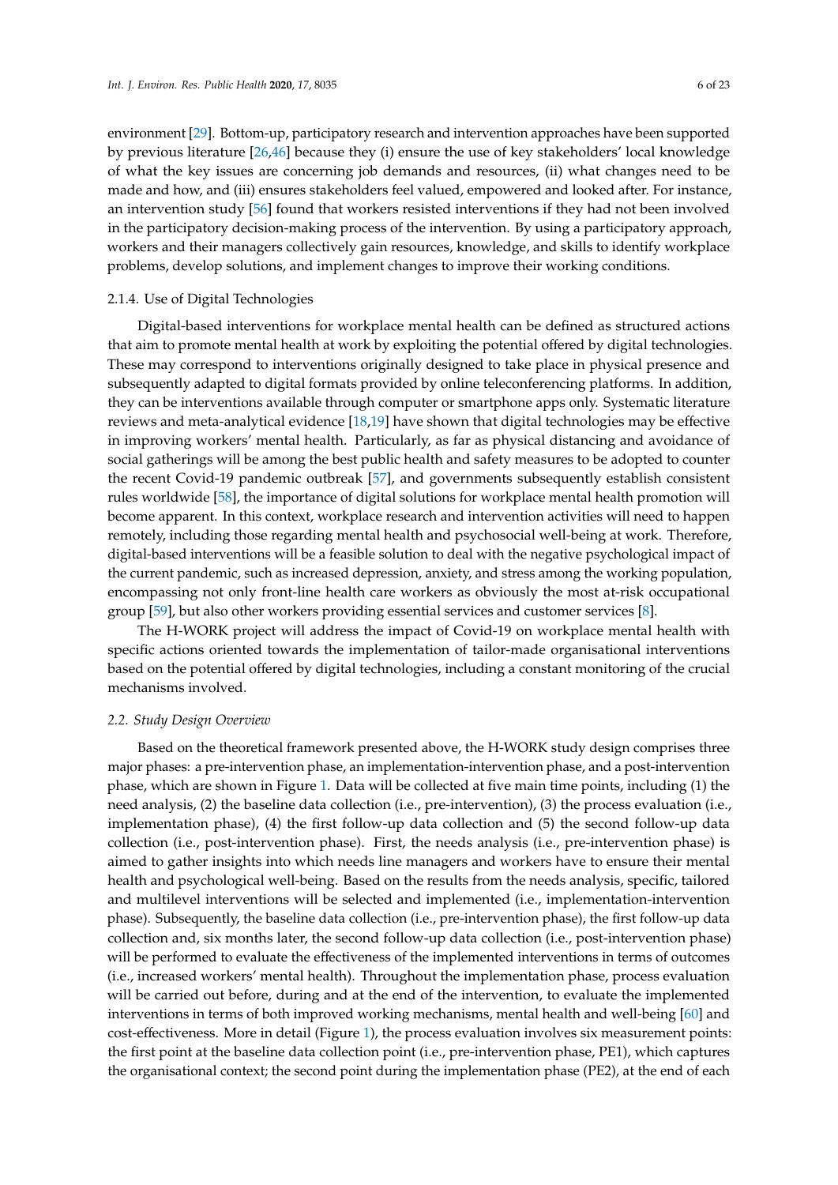environment [29]. Bottom-up, participatory research and intervention approaches have been supported by previous literature [26,46] because they (i) ensure the use of key stakeholders' local knowledge of what the key issues are concerning job demands and resources, (ii) what changes need to be made and how, and (iii) ensures stakeholders feel valued, empowered and looked after. For instance, an intervention study [56] found that workers resisted interventions if they had not been involved in the participatory decision-making process of the intervention. By using a participatory approach, workers and their managers collectively gain resources, knowledge, and skills to identify workplace problems, develop solutions, and implement changes to improve their working conditions.

#### 2.1.4. Use of Digital Technologies

Digital-based interventions for workplace mental health can be defined as structured actions that aim to promote mental health at work by exploiting the potential offered by digital technologies. These may correspond to interventions originally designed to take place in physical presence and subsequently adapted to digital formats provided by online teleconferencing platforms. In addition, they can be interventions available through computer or smartphone apps only. Systematic literature reviews and meta-analytical evidence [18,19] have shown that digital technologies may be effective in improving workers' mental health. Particularly, as far as physical distancing and avoidance of social gatherings will be among the best public health and safety measures to be adopted to counter the recent Covid-19 pandemic outbreak [57], and governments subsequently establish consistent rules worldwide [58], the importance of digital solutions for workplace mental health promotion will become apparent. In this context, workplace research and intervention activities will need to happen remotely, including those regarding mental health and psychosocial well-being at work. Therefore, digital-based interventions will be a feasible solution to deal with the negative psychological impact of the current pandemic, such as increased depression, anxiety, and stress among the working population, encompassing not only front-line health care workers as obviously the most at-risk occupational group [59], but also other workers providing essential services and customer services [8].

The H-WORK project will address the impact of Covid-19 on workplace mental health with specific actions oriented towards the implementation of tailor-made organisational interventions based on the potential offered by digital technologies, including a constant monitoring of the crucial mechanisms involved.

### *2.2. Study Design Overview*

Based on the theoretical framework presented above, the H-WORK study design comprises three major phases: a pre-intervention phase, an implementation-intervention phase, and a post-intervention phase, which are shown in Figure 1. Data will be collected at five main time points, including (1) the need analysis, (2) the baseline data collection (i.e., pre-intervention), (3) the process evaluation (i.e., implementation phase), (4) the first follow-up data collection and (5) the second follow-up data collection (i.e., post-intervention phase). First, the needs analysis (i.e., pre-intervention phase) is aimed to gather insights into which needs line managers and workers have to ensure their mental health and psychological well-being. Based on the results from the needs analysis, specific, tailored and multilevel interventions will be selected and implemented (i.e., implementation-intervention phase). Subsequently, the baseline data collection (i.e., pre-intervention phase), the first follow-up data collection and, six months later, the second follow-up data collection (i.e., post-intervention phase) will be performed to evaluate the effectiveness of the implemented interventions in terms of outcomes (i.e., increased workers' mental health). Throughout the implementation phase, process evaluation will be carried out before, during and at the end of the intervention, to evaluate the implemented interventions in terms of both improved working mechanisms, mental health and well-being [60] and cost-effectiveness. More in detail (Figure 1), the process evaluation involves six measurement points: the first point at the baseline data collection point (i.e., pre-intervention phase, PE1), which captures the organisational context; the second point during the implementation phase (PE2), at the end of each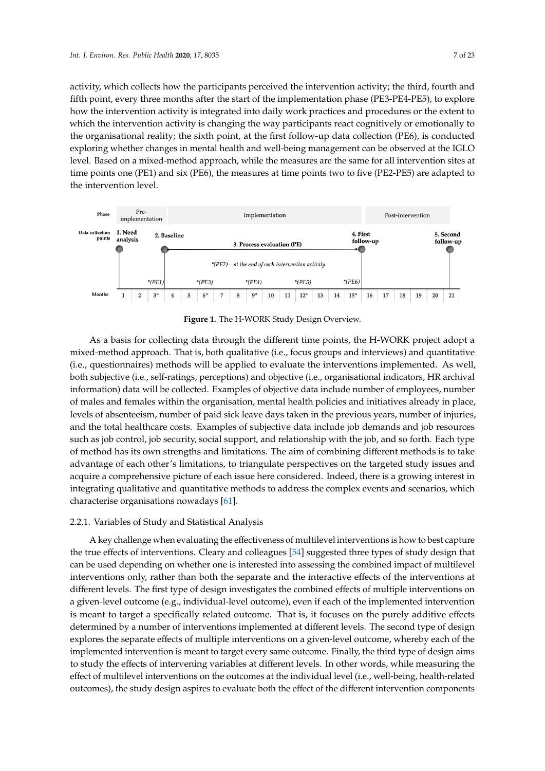activity, which collects how the participants perceived the intervention activity; the third, fourth and fifth point, every three months after the start of the implementation phase (PE3-PE4-PE5), to explore how the intervention activity is integrated into daily work practices and procedures or the extent to which the intervention activity is changing the way participants react cognitively or emotionally to the organisational reality; the sixth point, at the first follow-up data collection (PE6), is conducted exploring whether changes in mental health and well-being management can be observed at the IGLO level. Based on a mixed-method approach, while the measures are the same for all intervention sites at time points one (PE1) and six (PE6), the measures at time points two to five (PE2-PE5) are adapted to the intervention level.

**Figure 1.** The H-WORK Study Design Overview.

As a basis for collecting data through the different time points, the H-WORK project adopt a mixed-method approach. That is, both qualitative (i.e., focus groups and interviews) and quantitative (i.e., questionnaires) methods will be applied to evaluate the interventions implemented. As well, both subjective (i.e., self-ratings, perceptions) and objective (i.e., organisational indicators, HR archival information) data will be collected. Examples of objective data include number of employees, number of males and females within the organisation, mental health policies and initiatives already in place, levels of absenteeism, number of paid sick leave days taken in the previous years, number of injuries, and the total healthcare costs. Examples of subjective data include job demands and job resources such as job control, job security, social support, and relationship with the job, and so forth. Each type of method has its own strengths and limitations. The aim of combining different methods is to take advantage of each other's limitations, to triangulate perspectives on the targeted study issues and acquire a comprehensive picture of each issue here considered. Indeed, there is a growing interest in integrating qualitative and quantitative methods to address the complex events and scenarios, which characterise organisations nowadays [61].

### 2.2.1. Variables of Study and Statistical Analysis

A key challenge when evaluating the effectiveness of multilevel interventions is how to best capture the true effects of interventions. Cleary and colleagues [54] suggested three types of study design that can be used depending on whether one is interested into assessing the combined impact of multilevel interventions only, rather than both the separate and the interactive effects of the interventions at different levels. The first type of design investigates the combined effects of multiple interventions on a given-level outcome (e.g., individual-level outcome), even if each of the implemented intervention is meant to target a specifically related outcome. That is, it focuses on the purely additive effects determined by a number of interventions implemented at different levels. The second type of design explores the separate effects of multiple interventions on a given-level outcome, whereby each of the implemented intervention is meant to target every same outcome. Finally, the third type of design aims to study the effects of intervening variables at different levels. In other words, while measuring the effect of multilevel interventions on the outcomes at the individual level (i.e., well-being, health-related outcomes), the study design aspires to evaluate both the effect of the different intervention components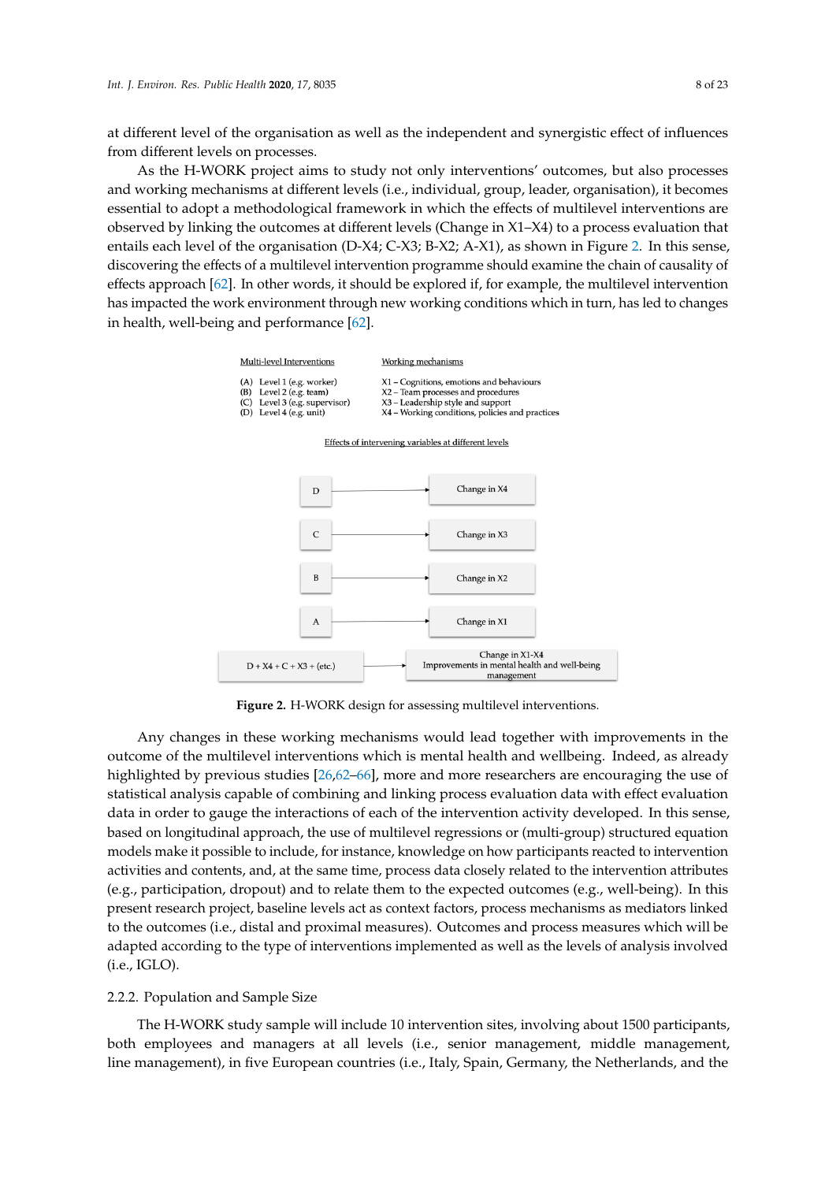at different level of the organisation as well as the independent and synergistic effect of influences from different levels on processes.

As the H-WORK project aims to study not only interventions' outcomes, but also processes and working mechanisms at different levels (i.e., individual, group, leader, organisation), it becomes essential to adopt a methodological framework in which the effects of multilevel interventions are observed by linking the outcomes at different levels (Change in X1–X4) to a process evaluation that entails each level of the organisation (D-X4; C-X3; B-X2; A-X1), as shown in Figure 2. In this sense, discovering the effects of a multilevel intervention programme should examine the chain of causality of effects approach [62]. In other words, it should be explored if, for example, the multilevel intervention has impacted the work environment through new working conditions which in turn, has led to changes in health, well-being and performance [62].

Multi-level Interventions

(A) Level 1 (e.g. worker)
(B) Level 2 (e.g. team)
(C) Level 3 (e.g. supervisor)
(D) Level 4 (e.g. unit)

Working mechanisms

X1 – Cognitions, emotions and behaviours
X2 – Team processes and procedures
X3 – Leadership style and support
X4 – Working conditions, policies and practices

Effects of intervening variables at different levels

D → Change in X4
C → Change in X3
B → Change in X2
A → Change in X1
D + X4 + C + X3 + (etc.) → Change in X1-X4 Improvements in mental health and well-being management

**Figure 2.** H-WORK design for assessing multilevel interventions.

Any changes in these working mechanisms would lead together with improvements in the outcome of the multilevel interventions which is mental health and wellbeing. Indeed, as already highlighted by previous studies [26,62–66], more and more researchers are encouraging the use of statistical analysis capable of combining and linking process evaluation data with effect evaluation data in order to gauge the interactions of each of the intervention activity developed. In this sense, based on longitudinal approach, the use of multilevel regressions or (multi-group) structured equation models make it possible to include, for instance, knowledge on how participants reacted to intervention activities and contents, and, at the same time, process data closely related to the intervention attributes (e.g., participation, dropout) and to relate them to the expected outcomes (e.g., well-being). In this present research project, baseline levels act as context factors, process mechanisms as mediators linked to the outcomes (i.e., distal and proximal measures). Outcomes and process measures which will be adapted according to the type of interventions implemented as well as the levels of analysis involved (i.e., IGLO).

#### 2.2.2. Population and Sample Size

The H-WORK study sample will include 10 intervention sites, involving about 1500 participants, both employees and managers at all levels (i.e., senior management, middle management, line management), in five European countries (i.e., Italy, Spain, Germany, the Netherlands, and the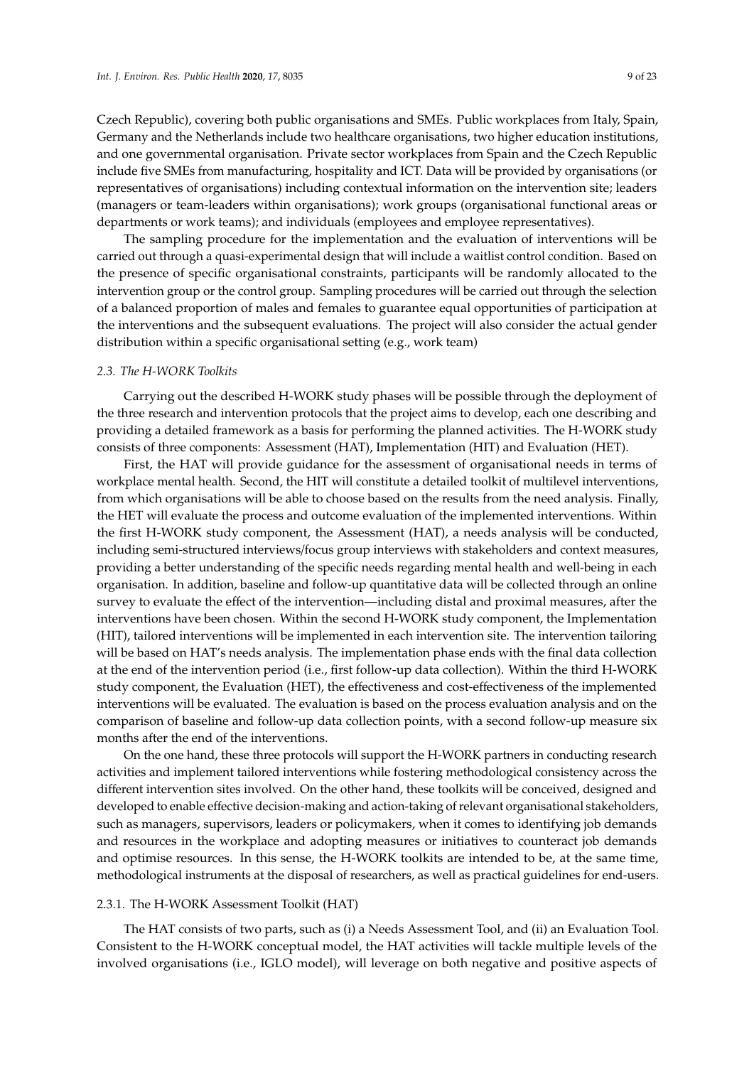Czech Republic), covering both public organisations and SMEs. Public workplaces from Italy, Spain, Germany and the Netherlands include two healthcare organisations, two higher education institutions, and one governmental organisation. Private sector workplaces from Spain and the Czech Republic include five SMEs from manufacturing, hospitality and ICT. Data will be provided by organisations (or representatives of organisations) including contextual information on the intervention site; leaders (managers or team-leaders within organisations); work groups (organisational functional areas or departments or work teams); and individuals (employees and employee representatives).

The sampling procedure for the implementation and the evaluation of interventions will be carried out through a quasi-experimental design that will include a waitlist control condition. Based on the presence of specific organisational constraints, participants will be randomly allocated to the intervention group or the control group. Sampling procedures will be carried out through the selection of a balanced proportion of males and females to guarantee equal opportunities of participation at the interventions and the subsequent evaluations. The project will also consider the actual gender distribution within a specific organisational setting (e.g., work team)

### *2.3. The H-WORK Toolkits*

Carrying out the described H-WORK study phases will be possible through the deployment of the three research and intervention protocols that the project aims to develop, each one describing and providing a detailed framework as a basis for performing the planned activities. The H-WORK study consists of three components: Assessment (HAT), Implementation (HIT) and Evaluation (HET).

First, the HAT will provide guidance for the assessment of organisational needs in terms of workplace mental health. Second, the HIT will constitute a detailed toolkit of multilevel interventions, from which organisations will be able to choose based on the results from the need analysis. Finally, the HET will evaluate the process and outcome evaluation of the implemented interventions. Within the first H-WORK study component, the Assessment (HAT), a needs analysis will be conducted, including semi-structured interviews/focus group interviews with stakeholders and context measures, providing a better understanding of the specific needs regarding mental health and well-being in each organisation. In addition, baseline and follow-up quantitative data will be collected through an online survey to evaluate the effect of the intervention—including distal and proximal measures, after the interventions have been chosen. Within the second H-WORK study component, the Implementation (HIT), tailored interventions will be implemented in each intervention site. The intervention tailoring will be based on HAT's needs analysis. The implementation phase ends with the final data collection at the end of the intervention period (i.e., first follow-up data collection). Within the third H-WORK study component, the Evaluation (HET), the effectiveness and cost-effectiveness of the implemented interventions will be evaluated. The evaluation is based on the process evaluation analysis and on the comparison of baseline and follow-up data collection points, with a second follow-up measure six months after the end of the interventions.

On the one hand, these three protocols will support the H-WORK partners in conducting research activities and implement tailored interventions while fostering methodological consistency across the different intervention sites involved. On the other hand, these toolkits will be conceived, designed and developed to enable effective decision-making and action-taking of relevant organisational stakeholders, such as managers, supervisors, leaders or policymakers, when it comes to identifying job demands and resources in the workplace and adopting measures or initiatives to counteract job demands and optimise resources. In this sense, the H-WORK toolkits are intended to be, at the same time, methodological instruments at the disposal of researchers, as well as practical guidelines for end-users.

#### 2.3.1. The H-WORK Assessment Toolkit (HAT)

The HAT consists of two parts, such as (i) a Needs Assessment Tool, and (ii) an Evaluation Tool. Consistent to the H-WORK conceptual model, the HAT activities will tackle multiple levels of the involved organisations (i.e., IGLO model), will leverage on both negative and positive aspects of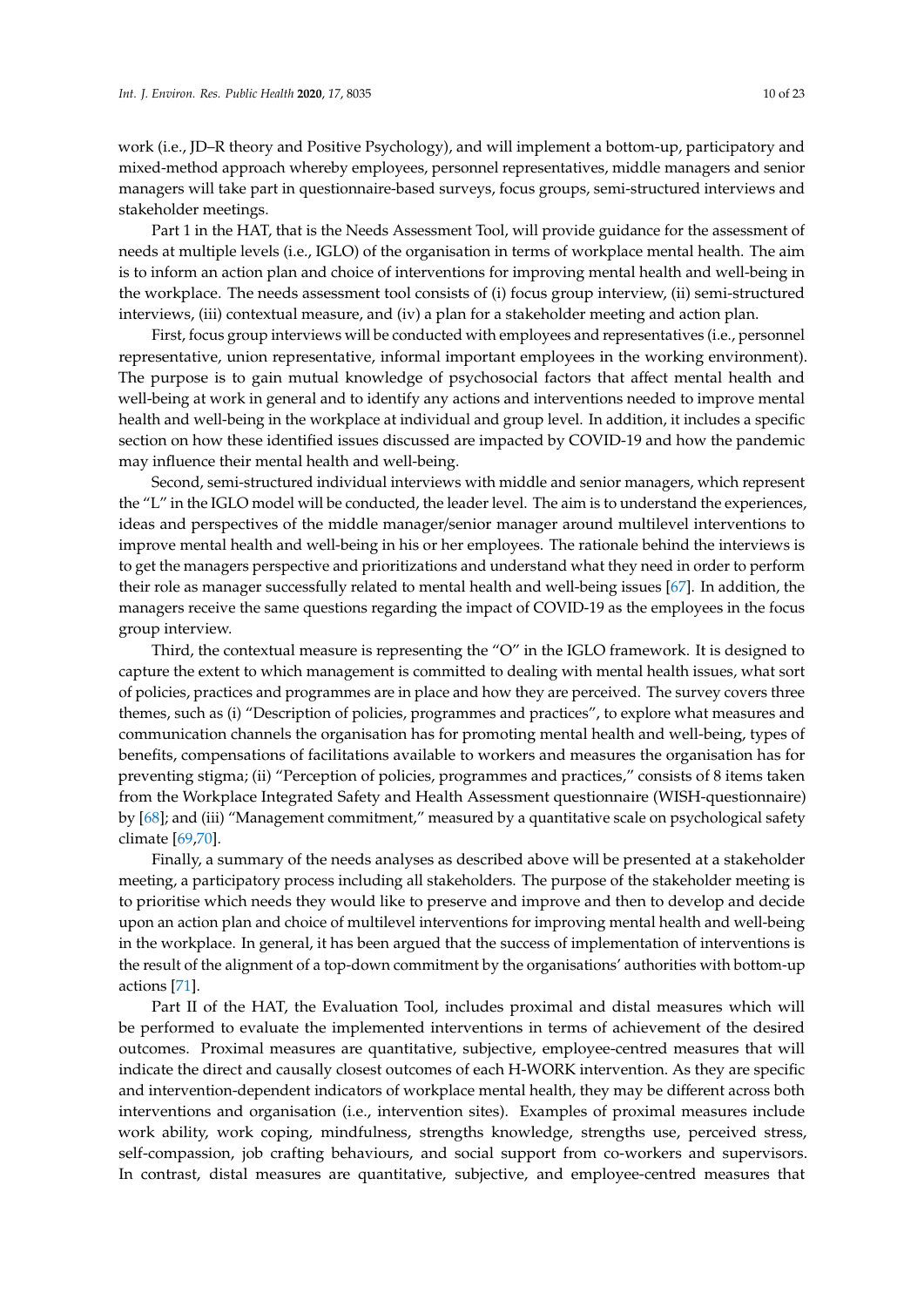work (i.e., JD–R theory and Positive Psychology), and will implement a bottom-up, participatory and mixed-method approach whereby employees, personnel representatives, middle managers and senior managers will take part in questionnaire-based surveys, focus groups, semi-structured interviews and stakeholder meetings.

Part 1 in the HAT, that is the Needs Assessment Tool, will provide guidance for the assessment of needs at multiple levels (i.e., IGLO) of the organisation in terms of workplace mental health. The aim is to inform an action plan and choice of interventions for improving mental health and well-being in the workplace. The needs assessment tool consists of (i) focus group interview, (ii) semi-structured interviews, (iii) contextual measure, and (iv) a plan for a stakeholder meeting and action plan.

First, focus group interviews will be conducted with employees and representatives (i.e., personnel representative, union representative, informal important employees in the working environment). The purpose is to gain mutual knowledge of psychosocial factors that affect mental health and well-being at work in general and to identify any actions and interventions needed to improve mental health and well-being in the workplace at individual and group level. In addition, it includes a specific section on how these identified issues discussed are impacted by COVID-19 and how the pandemic may influence their mental health and well-being.

Second, semi-structured individual interviews with middle and senior managers, which represent the "L" in the IGLO model will be conducted, the leader level. The aim is to understand the experiences, ideas and perspectives of the middle manager/senior manager around multilevel interventions to improve mental health and well-being in his or her employees. The rationale behind the interviews is to get the managers perspective and prioritizations and understand what they need in order to perform their role as manager successfully related to mental health and well-being issues [67]. In addition, the managers receive the same questions regarding the impact of COVID-19 as the employees in the focus group interview.

Third, the contextual measure is representing the "O" in the IGLO framework. It is designed to capture the extent to which management is committed to dealing with mental health issues, what sort of policies, practices and programmes are in place and how they are perceived. The survey covers three themes, such as (i) "Description of policies, programmes and practices", to explore what measures and communication channels the organisation has for promoting mental health and well-being, types of benefits, compensations of facilitations available to workers and measures the organisation has for preventing stigma; (ii) "Perception of policies, programmes and practices," consists of 8 items taken from the Workplace Integrated Safety and Health Assessment questionnaire (WISH-questionnaire) by [68]; and (iii) "Management commitment," measured by a quantitative scale on psychological safety climate [69,70].

Finally, a summary of the needs analyses as described above will be presented at a stakeholder meeting, a participatory process including all stakeholders. The purpose of the stakeholder meeting is to prioritise which needs they would like to preserve and improve and then to develop and decide upon an action plan and choice of multilevel interventions for improving mental health and well-being in the workplace. In general, it has been argued that the success of implementation of interventions is the result of the alignment of a top-down commitment by the organisations' authorities with bottom-up actions [71].

Part II of the HAT, the Evaluation Tool, includes proximal and distal measures which will be performed to evaluate the implemented interventions in terms of achievement of the desired outcomes. Proximal measures are quantitative, subjective, employee-centred measures that will indicate the direct and causally closest outcomes of each H-WORK intervention. As they are specific and intervention-dependent indicators of workplace mental health, they may be different across both interventions and organisation (i.e., intervention sites). Examples of proximal measures include work ability, work coping, mindfulness, strengths knowledge, strengths use, perceived stress, self-compassion, job crafting behaviours, and social support from co-workers and supervisors. In contrast, distal measures are quantitative, subjective, and employee-centred measures that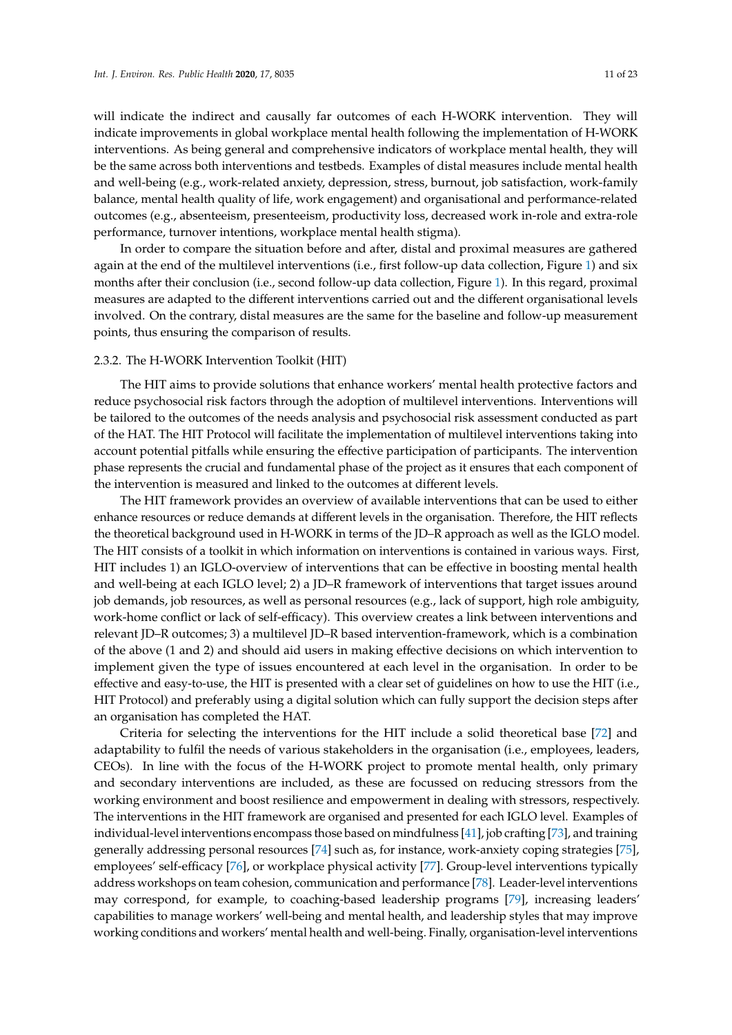will indicate the indirect and causally far outcomes of each H-WORK intervention. They will indicate improvements in global workplace mental health following the implementation of H-WORK interventions. As being general and comprehensive indicators of workplace mental health, they will be the same across both interventions and testbeds. Examples of distal measures include mental health and well-being (e.g., work-related anxiety, depression, stress, burnout, job satisfaction, work-family balance, mental health quality of life, work engagement) and organisational and performance-related outcomes (e.g., absenteeism, presenteeism, productivity loss, decreased work in-role and extra-role performance, turnover intentions, workplace mental health stigma).

In order to compare the situation before and after, distal and proximal measures are gathered again at the end of the multilevel interventions (i.e., first follow-up data collection, Figure 1) and six months after their conclusion (i.e., second follow-up data collection, Figure 1). In this regard, proximal measures are adapted to the different interventions carried out and the different organisational levels involved. On the contrary, distal measures are the same for the baseline and follow-up measurement points, thus ensuring the comparison of results.

#### 2.3.2. The H-WORK Intervention Toolkit (HIT)

The HIT aims to provide solutions that enhance workers' mental health protective factors and reduce psychosocial risk factors through the adoption of multilevel interventions. Interventions will be tailored to the outcomes of the needs analysis and psychosocial risk assessment conducted as part of the HAT. The HIT Protocol will facilitate the implementation of multilevel interventions taking into account potential pitfalls while ensuring the effective participation of participants. The intervention phase represents the crucial and fundamental phase of the project as it ensures that each component of the intervention is measured and linked to the outcomes at different levels.

The HIT framework provides an overview of available interventions that can be used to either enhance resources or reduce demands at different levels in the organisation. Therefore, the HIT reflects the theoretical background used in H-WORK in terms of the JD–R approach as well as the IGLO model. The HIT consists of a toolkit in which information on interventions is contained in various ways. First, HIT includes 1) an IGLO-overview of interventions that can be effective in boosting mental health and well-being at each IGLO level; 2) a JD–R framework of interventions that target issues around job demands, job resources, as well as personal resources (e.g., lack of support, high role ambiguity, work-home conflict or lack of self-efficacy). This overview creates a link between interventions and relevant JD–R outcomes; 3) a multilevel JD–R based intervention-framework, which is a combination of the above (1 and 2) and should aid users in making effective decisions on which intervention to implement given the type of issues encountered at each level in the organisation. In order to be effective and easy-to-use, the HIT is presented with a clear set of guidelines on how to use the HIT (i.e., HIT Protocol) and preferably using a digital solution which can fully support the decision steps after an organisation has completed the HAT.

Criteria for selecting the interventions for the HIT include a solid theoretical base [72] and adaptability to fulfil the needs of various stakeholders in the organisation (i.e., employees, leaders, CEOs). In line with the focus of the H-WORK project to promote mental health, only primary and secondary interventions are included, as these are focussed on reducing stressors from the working environment and boost resilience and empowerment in dealing with stressors, respectively. The interventions in the HIT framework are organised and presented for each IGLO level. Examples of individual-level interventions encompass those based on mindfulness [41], job crafting [73], and training generally addressing personal resources [74] such as, for instance, work-anxiety coping strategies [75], employees' self-efficacy [76], or workplace physical activity [77]. Group-level interventions typically address workshops on team cohesion, communication and performance [78]. Leader-level interventions may correspond, for example, to coaching-based leadership programs [79], increasing leaders' capabilities to manage workers' well-being and mental health, and leadership styles that may improve working conditions and workers' mental health and well-being. Finally, organisation-level interventions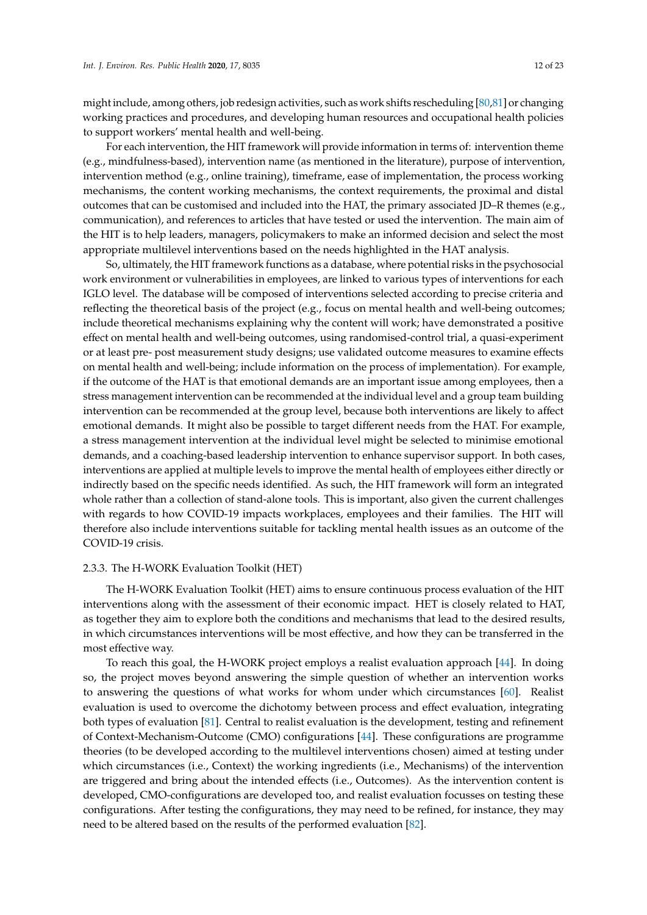might include, among others, job redesign activities, such as work shifts rescheduling [80,81] or changing working practices and procedures, and developing human resources and occupational health policies to support workers' mental health and well-being.

For each intervention, the HIT framework will provide information in terms of: intervention theme (e.g., mindfulness-based), intervention name (as mentioned in the literature), purpose of intervention, intervention method (e.g., online training), timeframe, ease of implementation, the process working mechanisms, the content working mechanisms, the context requirements, the proximal and distal outcomes that can be customised and included into the HAT, the primary associated JD–R themes (e.g., communication), and references to articles that have tested or used the intervention. The main aim of the HIT is to help leaders, managers, policymakers to make an informed decision and select the most appropriate multilevel interventions based on the needs highlighted in the HAT analysis.

So, ultimately, the HIT framework functions as a database, where potential risks in the psychosocial work environment or vulnerabilities in employees, are linked to various types of interventions for each IGLO level. The database will be composed of interventions selected according to precise criteria and reflecting the theoretical basis of the project (e.g., focus on mental health and well-being outcomes; include theoretical mechanisms explaining why the content will work; have demonstrated a positive effect on mental health and well-being outcomes, using randomised-control trial, a quasi-experiment or at least pre- post measurement study designs; use validated outcome measures to examine effects on mental health and well-being; include information on the process of implementation). For example, if the outcome of the HAT is that emotional demands are an important issue among employees, then a stress management intervention can be recommended at the individual level and a group team building intervention can be recommended at the group level, because both interventions are likely to affect emotional demands. It might also be possible to target different needs from the HAT. For example, a stress management intervention at the individual level might be selected to minimise emotional demands, and a coaching-based leadership intervention to enhance supervisor support. In both cases, interventions are applied at multiple levels to improve the mental health of employees either directly or indirectly based on the specific needs identified. As such, the HIT framework will form an integrated whole rather than a collection of stand-alone tools. This is important, also given the current challenges with regards to how COVID-19 impacts workplaces, employees and their families. The HIT will therefore also include interventions suitable for tackling mental health issues as an outcome of the COVID-19 crisis.

#### 2.3.3. The H-WORK Evaluation Toolkit (HET)

The H-WORK Evaluation Toolkit (HET) aims to ensure continuous process evaluation of the HIT interventions along with the assessment of their economic impact. HET is closely related to HAT, as together they aim to explore both the conditions and mechanisms that lead to the desired results, in which circumstances interventions will be most effective, and how they can be transferred in the most effective way.

To reach this goal, the H-WORK project employs a realist evaluation approach [44]. In doing so, the project moves beyond answering the simple question of whether an intervention works to answering the questions of what works for whom under which circumstances [60]. Realist evaluation is used to overcome the dichotomy between process and effect evaluation, integrating both types of evaluation [81]. Central to realist evaluation is the development, testing and refinement of Context-Mechanism-Outcome (CMO) configurations [44]. These configurations are programme theories (to be developed according to the multilevel interventions chosen) aimed at testing under which circumstances (i.e., Context) the working ingredients (i.e., Mechanisms) of the intervention are triggered and bring about the intended effects (i.e., Outcomes). As the intervention content is developed, CMO-configurations are developed too, and realist evaluation focusses on testing these configurations. After testing the configurations, they may need to be refined, for instance, they may need to be altered based on the results of the performed evaluation [82].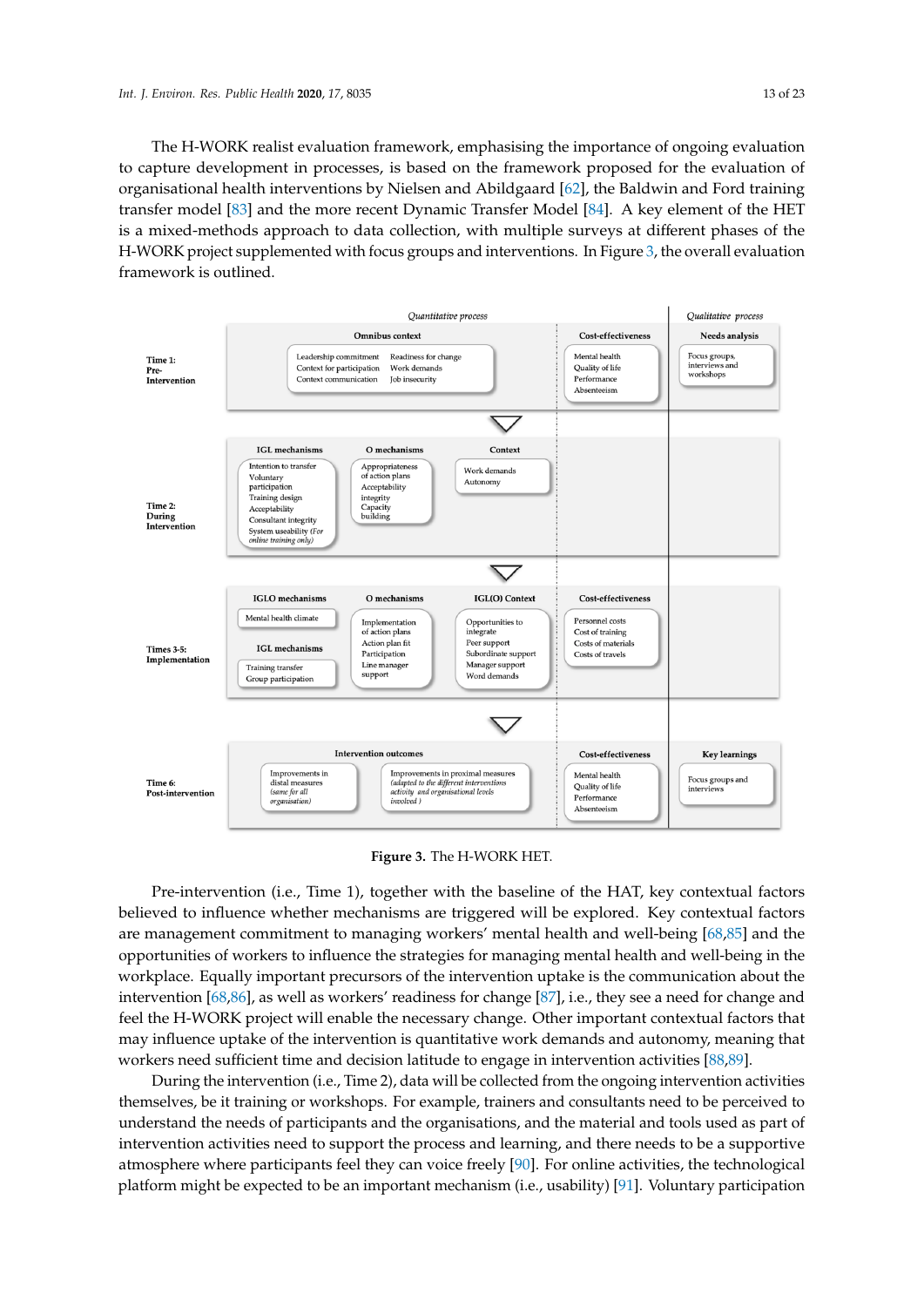The H-WORK realist evaluation framework, emphasising the importance of ongoing evaluation to capture development in processes, is based on the framework proposed for the evaluation of organisational health interventions by Nielsen and Abildgaard [62], the Baldwin and Ford training transfer model [83] and the more recent Dynamic Transfer Model [84]. A key element of the HET is a mixed-methods approach to data collection, with multiple surveys at different phases of the H-WORK project supplemented with focus groups and interventions. In Figure 3, the overall evaluation framework is outlined.

| | *Quantitative process* | | | | *Qualitative process* |
|---|---|---|---|---|---|
| **Time 1: Pre-Intervention** | **Omnibus context**: Leadership commitment; Context for participation; Context communication; Readiness for change; Work demands; Job insecurity | | | **Cost-effectiveness**: Mental health; Quality of life; Performance; Absenteeism | **Needs analysis**: Focus groups, interviews and workshops |
| **Time 2: During Intervention** | **IGL mechanisms**: Intention to transfer; Voluntary participation; Training design; Acceptability; Consultant integrity; System useability (*For online training only*) | **O mechanisms**: Appropriateness of action plans; Acceptability; integrity; Capacity building | **Context**: Work demands; Autonomy | | |
| **Times 3-5: Implementation** | **IGLO mechanisms**: Mental health climate; **IGL mechanisms**: Training transfer; Group participation | **O mechanisms**: Implementation of action plans; Action plan fit; Participation; Line manager support | **IGL(O) Context**: Opportunities to integrate; Peer support; Subordinate support; Manager support; Word demands | **Cost-effectiveness**: Personnel costs; Cost of training; Costs of materials; Costs of travels | |
| **Time 6: Post-intervention** | **Intervention outcomes**: Improvements in distal measures (*same for all organisation*) | Improvements in proximal measures (*adapted to the different interventions activity and organisational levels involved*) | | **Cost-effectiveness**: Mental health; Quality of life; Performance; Absenteeism | **Key learnings**: Focus groups and interviews |

**Figure 3.** The H-WORK HET.

Pre-intervention (i.e., Time 1), together with the baseline of the HAT, key contextual factors believed to influence whether mechanisms are triggered will be explored. Key contextual factors are management commitment to managing workers' mental health and well-being [68,85] and the opportunities of workers to influence the strategies for managing mental health and well-being in the workplace. Equally important precursors of the intervention uptake is the communication about the intervention [68,86], as well as workers' readiness for change [87], i.e., they see a need for change and feel the H-WORK project will enable the necessary change. Other important contextual factors that may influence uptake of the intervention is quantitative work demands and autonomy, meaning that workers need sufficient time and decision latitude to engage in intervention activities [88,89].

During the intervention (i.e., Time 2), data will be collected from the ongoing intervention activities themselves, be it training or workshops. For example, trainers and consultants need to be perceived to understand the needs of participants and the organisations, and the material and tools used as part of intervention activities need to support the process and learning, and there needs to be a supportive atmosphere where participants feel they can voice freely [90]. For online activities, the technological platform might be expected to be an important mechanism (i.e., usability) [91]. Voluntary participation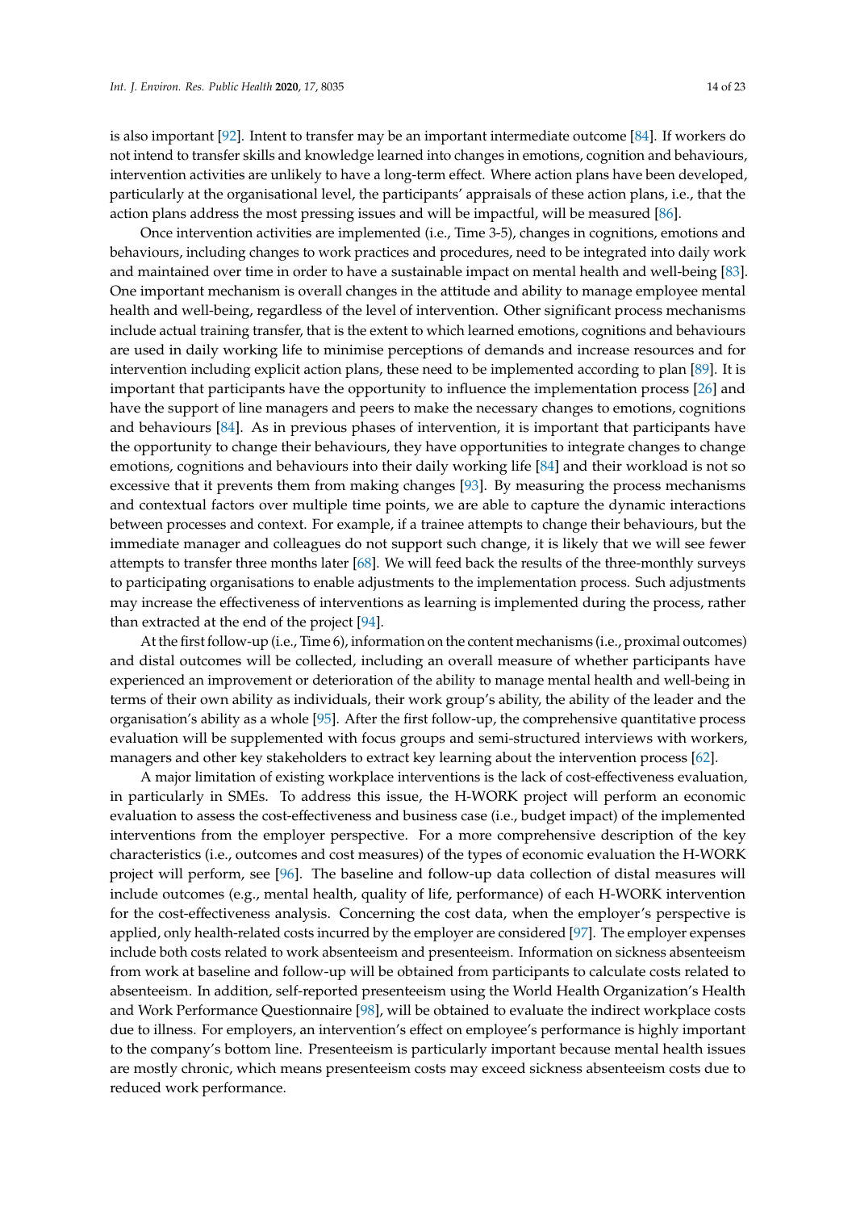is also important [92]. Intent to transfer may be an important intermediate outcome [84]. If workers do not intend to transfer skills and knowledge learned into changes in emotions, cognition and behaviours, intervention activities are unlikely to have a long-term effect. Where action plans have been developed, particularly at the organisational level, the participants' appraisals of these action plans, i.e., that the action plans address the most pressing issues and will be impactful, will be measured [86].

Once intervention activities are implemented (i.e., Time 3-5), changes in cognitions, emotions and behaviours, including changes to work practices and procedures, need to be integrated into daily work and maintained over time in order to have a sustainable impact on mental health and well-being [83]. One important mechanism is overall changes in the attitude and ability to manage employee mental health and well-being, regardless of the level of intervention. Other significant process mechanisms include actual training transfer, that is the extent to which learned emotions, cognitions and behaviours are used in daily working life to minimise perceptions of demands and increase resources and for intervention including explicit action plans, these need to be implemented according to plan [89]. It is important that participants have the opportunity to influence the implementation process [26] and have the support of line managers and peers to make the necessary changes to emotions, cognitions and behaviours [84]. As in previous phases of intervention, it is important that participants have the opportunity to change their behaviours, they have opportunities to integrate changes to change emotions, cognitions and behaviours into their daily working life [84] and their workload is not so excessive that it prevents them from making changes [93]. By measuring the process mechanisms and contextual factors over multiple time points, we are able to capture the dynamic interactions between processes and context. For example, if a trainee attempts to change their behaviours, but the immediate manager and colleagues do not support such change, it is likely that we will see fewer attempts to transfer three months later [68]. We will feed back the results of the three-monthly surveys to participating organisations to enable adjustments to the implementation process. Such adjustments may increase the effectiveness of interventions as learning is implemented during the process, rather than extracted at the end of the project [94].

At the first follow-up (i.e., Time 6), information on the content mechanisms (i.e., proximal outcomes) and distal outcomes will be collected, including an overall measure of whether participants have experienced an improvement or deterioration of the ability to manage mental health and well-being in terms of their own ability as individuals, their work group's ability, the ability of the leader and the organisation's ability as a whole [95]. After the first follow-up, the comprehensive quantitative process evaluation will be supplemented with focus groups and semi-structured interviews with workers, managers and other key stakeholders to extract key learning about the intervention process [62].

A major limitation of existing workplace interventions is the lack of cost-effectiveness evaluation, in particularly in SMEs. To address this issue, the H-WORK project will perform an economic evaluation to assess the cost-effectiveness and business case (i.e., budget impact) of the implemented interventions from the employer perspective. For a more comprehensive description of the key characteristics (i.e., outcomes and cost measures) of the types of economic evaluation the H-WORK project will perform, see [96]. The baseline and follow-up data collection of distal measures will include outcomes (e.g., mental health, quality of life, performance) of each H-WORK intervention for the cost-effectiveness analysis. Concerning the cost data, when the employer's perspective is applied, only health-related costs incurred by the employer are considered [97]. The employer expenses include both costs related to work absenteeism and presenteeism. Information on sickness absenteeism from work at baseline and follow-up will be obtained from participants to calculate costs related to absenteeism. In addition, self-reported presenteeism using the World Health Organization's Health and Work Performance Questionnaire [98], will be obtained to evaluate the indirect workplace costs due to illness. For employers, an intervention's effect on employee's performance is highly important to the company's bottom line. Presenteeism is particularly important because mental health issues are mostly chronic, which means presenteeism costs may exceed sickness absenteeism costs due to reduced work performance.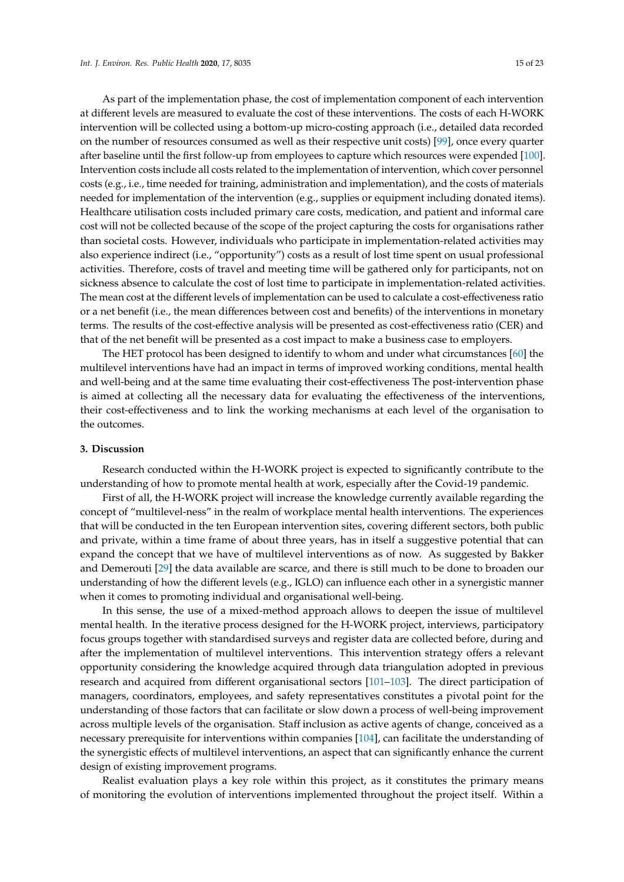As part of the implementation phase, the cost of implementation component of each intervention at different levels are measured to evaluate the cost of these interventions. The costs of each H-WORK intervention will be collected using a bottom-up micro-costing approach (i.e., detailed data recorded on the number of resources consumed as well as their respective unit costs) [99], once every quarter after baseline until the first follow-up from employees to capture which resources were expended [100]. Intervention costs include all costs related to the implementation of intervention, which cover personnel costs (e.g., i.e., time needed for training, administration and implementation), and the costs of materials needed for implementation of the intervention (e.g., supplies or equipment including donated items). Healthcare utilisation costs included primary care costs, medication, and patient and informal care cost will not be collected because of the scope of the project capturing the costs for organisations rather than societal costs. However, individuals who participate in implementation-related activities may also experience indirect (i.e., "opportunity") costs as a result of lost time spent on usual professional activities. Therefore, costs of travel and meeting time will be gathered only for participants, not on sickness absence to calculate the cost of lost time to participate in implementation-related activities. The mean cost at the different levels of implementation can be used to calculate a cost-effectiveness ratio or a net benefit (i.e., the mean differences between cost and benefits) of the interventions in monetary terms. The results of the cost-effective analysis will be presented as cost-effectiveness ratio (CER) and that of the net benefit will be presented as a cost impact to make a business case to employers.

The HET protocol has been designed to identify to whom and under what circumstances [60] the multilevel interventions have had an impact in terms of improved working conditions, mental health and well-being and at the same time evaluating their cost-effectiveness The post-intervention phase is aimed at collecting all the necessary data for evaluating the effectiveness of the interventions, their cost-effectiveness and to link the working mechanisms at each level of the organisation to the outcomes.

## 3. Discussion

Research conducted within the H-WORK project is expected to significantly contribute to the understanding of how to promote mental health at work, especially after the Covid-19 pandemic.

First of all, the H-WORK project will increase the knowledge currently available regarding the concept of "multilevel-ness" in the realm of workplace mental health interventions. The experiences that will be conducted in the ten European intervention sites, covering different sectors, both public and private, within a time frame of about three years, has in itself a suggestive potential that can expand the concept that we have of multilevel interventions as of now. As suggested by Bakker and Demerouti [29] the data available are scarce, and there is still much to be done to broaden our understanding of how the different levels (e.g., IGLO) can influence each other in a synergistic manner when it comes to promoting individual and organisational well-being.

In this sense, the use of a mixed-method approach allows to deepen the issue of multilevel mental health. In the iterative process designed for the H-WORK project, interviews, participatory focus groups together with standardised surveys and register data are collected before, during and after the implementation of multilevel interventions. This intervention strategy offers a relevant opportunity considering the knowledge acquired through data triangulation adopted in previous research and acquired from different organisational sectors [101–103]. The direct participation of managers, coordinators, employees, and safety representatives constitutes a pivotal point for the understanding of those factors that can facilitate or slow down a process of well-being improvement across multiple levels of the organisation. Staff inclusion as active agents of change, conceived as a necessary prerequisite for interventions within companies [104], can facilitate the understanding of the synergistic effects of multilevel interventions, an aspect that can significantly enhance the current design of existing improvement programs.

Realist evaluation plays a key role within this project, as it constitutes the primary means of monitoring the evolution of interventions implemented throughout the project itself. Within a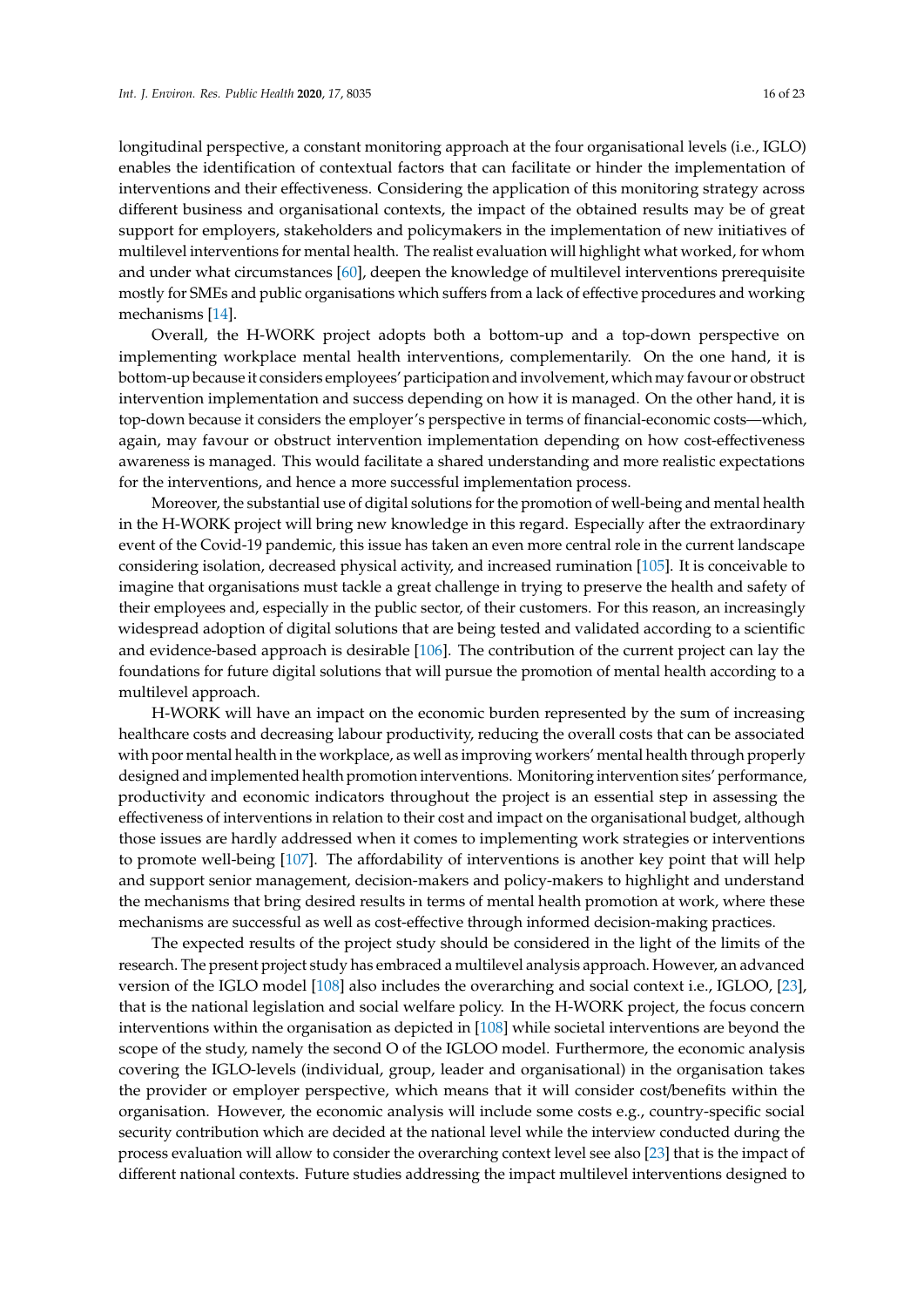longitudinal perspective, a constant monitoring approach at the four organisational levels (i.e., IGLO) enables the identification of contextual factors that can facilitate or hinder the implementation of interventions and their effectiveness. Considering the application of this monitoring strategy across different business and organisational contexts, the impact of the obtained results may be of great support for employers, stakeholders and policymakers in the implementation of new initiatives of multilevel interventions for mental health. The realist evaluation will highlight what worked, for whom and under what circumstances [60], deepen the knowledge of multilevel interventions prerequisite mostly for SMEs and public organisations which suffers from a lack of effective procedures and working mechanisms [14].

Overall, the H-WORK project adopts both a bottom-up and a top-down perspective on implementing workplace mental health interventions, complementarily. On the one hand, it is bottom-up because it considers employees' participation and involvement, which may favour or obstruct intervention implementation and success depending on how it is managed. On the other hand, it is top-down because it considers the employer's perspective in terms of financial-economic costs—which, again, may favour or obstruct intervention implementation depending on how cost-effectiveness awareness is managed. This would facilitate a shared understanding and more realistic expectations for the interventions, and hence a more successful implementation process.

Moreover, the substantial use of digital solutions for the promotion of well-being and mental health in the H-WORK project will bring new knowledge in this regard. Especially after the extraordinary event of the Covid-19 pandemic, this issue has taken an even more central role in the current landscape considering isolation, decreased physical activity, and increased rumination [105]. It is conceivable to imagine that organisations must tackle a great challenge in trying to preserve the health and safety of their employees and, especially in the public sector, of their customers. For this reason, an increasingly widespread adoption of digital solutions that are being tested and validated according to a scientific and evidence-based approach is desirable [106]. The contribution of the current project can lay the foundations for future digital solutions that will pursue the promotion of mental health according to a multilevel approach.

H-WORK will have an impact on the economic burden represented by the sum of increasing healthcare costs and decreasing labour productivity, reducing the overall costs that can be associated with poor mental health in the workplace, as well as improving workers' mental health through properly designed and implemented health promotion interventions. Monitoring intervention sites' performance, productivity and economic indicators throughout the project is an essential step in assessing the effectiveness of interventions in relation to their cost and impact on the organisational budget, although those issues are hardly addressed when it comes to implementing work strategies or interventions to promote well-being [107]. The affordability of interventions is another key point that will help and support senior management, decision-makers and policy-makers to highlight and understand the mechanisms that bring desired results in terms of mental health promotion at work, where these mechanisms are successful as well as cost-effective through informed decision-making practices.

The expected results of the project study should be considered in the light of the limits of the research. The present project study has embraced a multilevel analysis approach. However, an advanced version of the IGLO model [108] also includes the overarching and social context i.e., IGLOO, [23], that is the national legislation and social welfare policy. In the H-WORK project, the focus concern interventions within the organisation as depicted in [108] while societal interventions are beyond the scope of the study, namely the second O of the IGLOO model. Furthermore, the economic analysis covering the IGLO-levels (individual, group, leader and organisational) in the organisation takes the provider or employer perspective, which means that it will consider cost/benefits within the organisation. However, the economic analysis will include some costs e.g., country-specific social security contribution which are decided at the national level while the interview conducted during the process evaluation will allow to consider the overarching context level see also [23] that is the impact of different national contexts. Future studies addressing the impact multilevel interventions designed to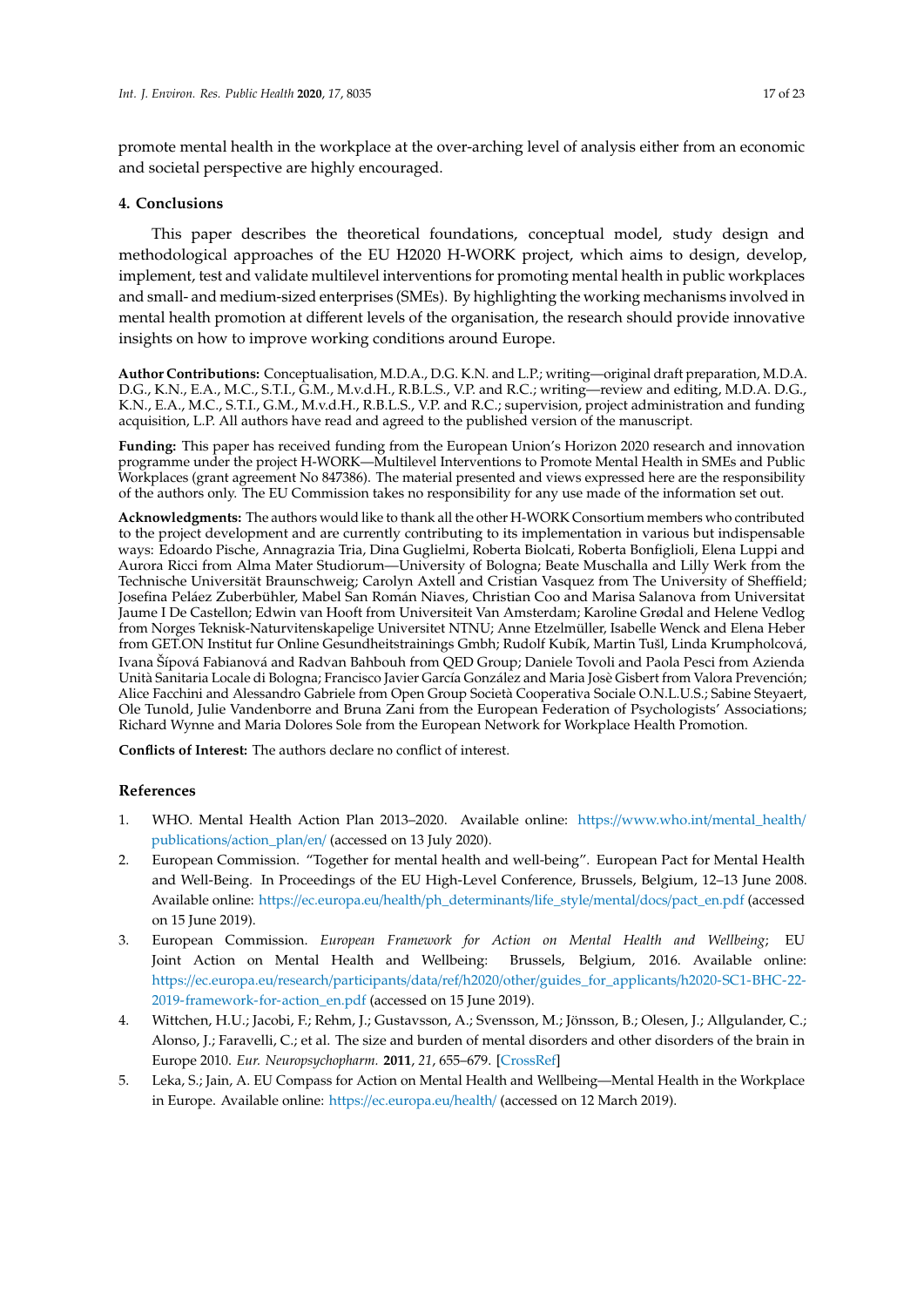promote mental health in the workplace at the over-arching level of analysis either from an economic and societal perspective are highly encouraged.

## 4. Conclusions

This paper describes the theoretical foundations, conceptual model, study design and methodological approaches of the EU H2020 H-WORK project, which aims to design, develop, implement, test and validate multilevel interventions for promoting mental health in public workplaces and small- and medium-sized enterprises (SMEs). By highlighting the working mechanisms involved in mental health promotion at different levels of the organisation, the research should provide innovative insights on how to improve working conditions around Europe.

**Author Contributions:** Conceptualisation, M.D.A., D.G. K.N. and L.P.; writing—original draft preparation, M.D.A. D.G., K.N., E.A., M.C., S.T.I., G.M., M.v.d.H., R.B.L.S., V.P. and R.C.; writing—review and editing, M.D.A. D.G., K.N., E.A., M.C., S.T.I., G.M., M.v.d.H., R.B.L.S., V.P. and R.C.; supervision, project administration and funding acquisition, L.P. All authors have read and agreed to the published version of the manuscript.

**Funding:** This paper has received funding from the European Union's Horizon 2020 research and innovation programme under the project H-WORK—Multilevel Interventions to Promote Mental Health in SMEs and Public Workplaces (grant agreement No 847386). The material presented and views expressed here are the responsibility of the authors only. The EU Commission takes no responsibility for any use made of the information set out.

**Acknowledgments:** The authors would like to thank all the other H-WORK Consortium members who contributed to the project development and are currently contributing to its implementation in various but indispensable ways: Edoardo Pische, Annagrazia Tria, Dina Guglielmi, Roberta Biolcati, Roberta Bonfiglioli, Elena Luppi and Aurora Ricci from Alma Mater Studiorum—University of Bologna; Beate Muschalla and Lilly Werk from the Technische Universität Braunschweig; Carolyn Axtell and Cristian Vasquez from The University of Sheffield; Josefina Peláez Zuberbühler, Mabel San Román Niaves, Christian Coo and Marisa Salanova from Universitat Jaume I De Castellon; Edwin van Hooft from Universiteit Van Amsterdam; Karoline Grødal and Helene Vedlog from Norges Teknisk-Naturvitenskapelige Universitet NTNU; Anne Etzelmüller, Isabelle Wenck and Elena Heber from GET.ON Institut fur Online Gesundheitstrainings Gmbh; Rudolf Kubík, Martin Tušl, Linda Krumpholcová, Ivana Šípová Fabianová and Radvan Bahbouh from QED Group; Daniele Tovoli and Paola Pesci from Azienda Unità Sanitaria Locale di Bologna; Francisco Javier García González and Maria Josè Gisbert from Valora Prevención; Alice Facchini and Alessandro Gabriele from Open Group Società Cooperativa Sociale O.N.L.U.S.; Sabine Steyaert, Ole Tunold, Julie Vandenborre and Bruna Zani from the European Federation of Psychologists' Associations; Richard Wynne and Maria Dolores Sole from the European Network for Workplace Health Promotion.

**Conflicts of Interest:** The authors declare no conflict of interest.

## References

1. WHO. Mental Health Action Plan 2013–2020. Available online: https://www.who.int/mental_health/publications/action_plan/en/ (accessed on 13 July 2020).
2. European Commission. "Together for mental health and well-being". European Pact for Mental Health and Well-Being. In Proceedings of the EU High-Level Conference, Brussels, Belgium, 12–13 June 2008. Available online: https://ec.europa.eu/health/ph_determinants/life_style/mental/docs/pact_en.pdf (accessed on 15 June 2019).
3. European Commission. *European Framework for Action on Mental Health and Wellbeing*; EU Joint Action on Mental Health and Wellbeing: Brussels, Belgium, 2016. Available online: https://ec.europa.eu/research/participants/data/ref/h2020/other/guides_for_applicants/h2020-SC1-BHC-22-2019-framework-for-action_en.pdf (accessed on 15 June 2019).
4. Wittchen, H.U.; Jacobi, F.; Rehm, J.; Gustavsson, A.; Svensson, M.; Jönsson, B.; Olesen, J.; Allgulander, C.; Alonso, J.; Faravelli, C.; et al. The size and burden of mental disorders and other disorders of the brain in Europe 2010. *Eur. Neuropsychopharm.* **2011**, *21*, 655–679. [CrossRef]
5. Leka, S.; Jain, A. EU Compass for Action on Mental Health and Wellbeing—Mental Health in the Workplace in Europe. Available online: https://ec.europa.eu/health/ (accessed on 12 March 2019).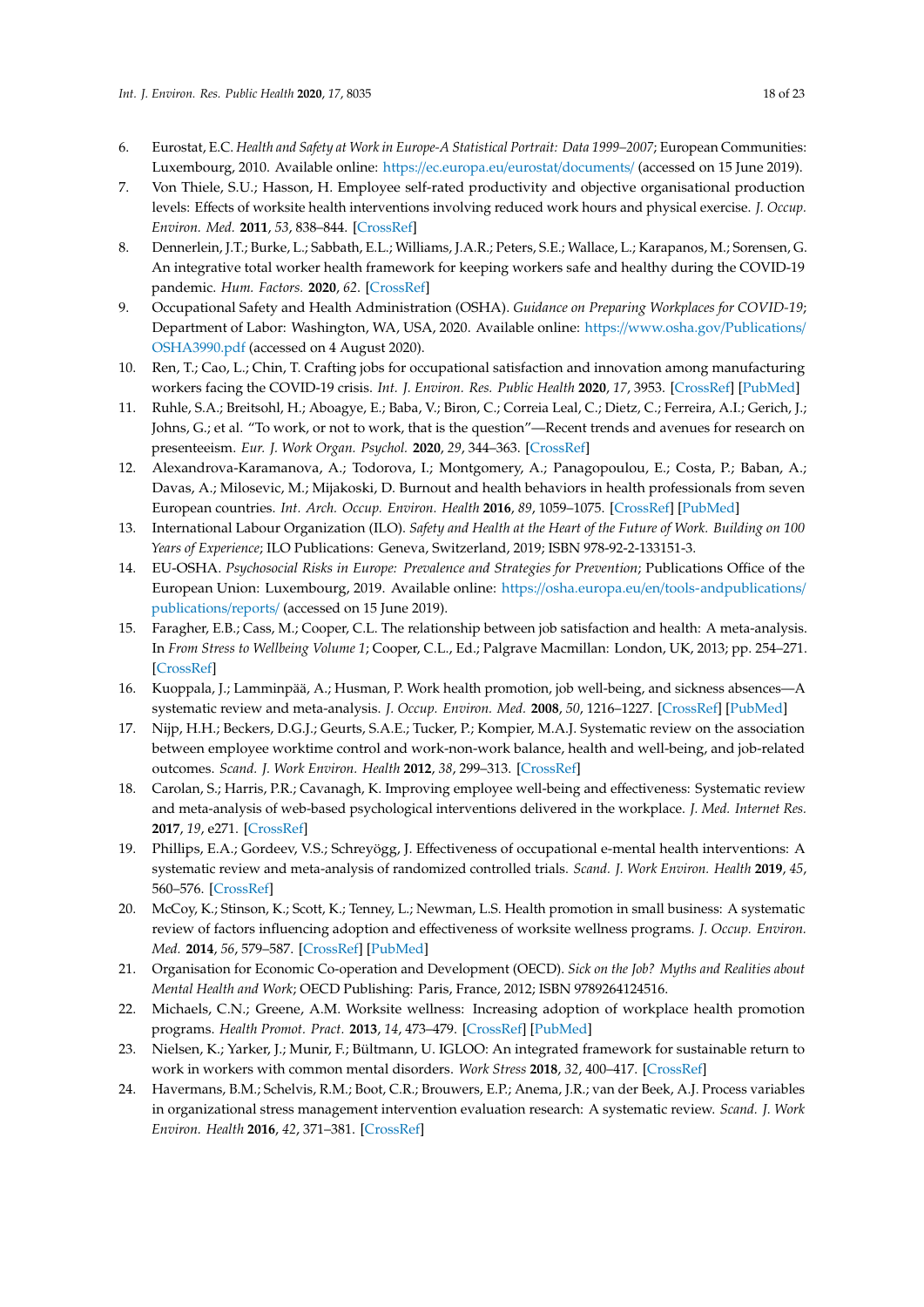6. Eurostat, E.C. *Health and Safety at Work in Europe-A Statistical Portrait: Data 1999–2007*; European Communities: Luxembourg, 2010. Available online: https://ec.europa.eu/eurostat/documents/ (accessed on 15 June 2019).
7. Von Thiele, S.U.; Hasson, H. Employee self-rated productivity and objective organisational production levels: Effects of worksite health interventions involving reduced work hours and physical exercise. *J. Occup. Environ. Med.* **2011**, *53*, 838–844. [CrossRef]
8. Dennerlein, J.T.; Burke, L.; Sabbath, E.L.; Williams, J.A.R.; Peters, S.E.; Wallace, L.; Karapanos, M.; Sorensen, G. An integrative total worker health framework for keeping workers safe and healthy during the COVID-19 pandemic. *Hum. Factors.* **2020**, *62*. [CrossRef]
9. Occupational Safety and Health Administration (OSHA). *Guidance on Preparing Workplaces for COVID-19*; Department of Labor: Washington, WA, USA, 2020. Available online: https://www.osha.gov/Publications/OSHA3990.pdf (accessed on 4 August 2020).
10. Ren, T.; Cao, L.; Chin, T. Crafting jobs for occupational satisfaction and innovation among manufacturing workers facing the COVID-19 crisis. *Int. J. Environ. Res. Public Health* **2020**, *17*, 3953. [CrossRef] [PubMed]
11. Ruhle, S.A.; Breitsohl, H.; Aboagye, E.; Baba, V.; Biron, C.; Correia Leal, C.; Dietz, C.; Ferreira, A.I.; Gerich, J.; Johns, G.; et al. "To work, or not to work, that is the question"—Recent trends and avenues for research on presenteeism. *Eur. J. Work Organ. Psychol.* **2020**, *29*, 344–363. [CrossRef]
12. Alexandrova-Karamanova, A.; Todorova, I.; Montgomery, A.; Panagopoulou, E.; Costa, P.; Baban, A.; Davas, A.; Milosevic, M.; Mijakoski, D. Burnout and health behaviors in health professionals from seven European countries. *Int. Arch. Occup. Environ. Health* **2016**, *89*, 1059–1075. [CrossRef] [PubMed]
13. International Labour Organization (ILO). *Safety and Health at the Heart of the Future of Work. Building on 100 Years of Experience*; ILO Publications: Geneva, Switzerland, 2019; ISBN 978-92-2-133151-3.
14. EU-OSHA. *Psychosocial Risks in Europe: Prevalence and Strategies for Prevention*; Publications Office of the European Union: Luxembourg, 2019. Available online: https://osha.europa.eu/en/tools-andpublications/publications/reports/ (accessed on 15 June 2019).
15. Faragher, E.B.; Cass, M.; Cooper, C.L. The relationship between job satisfaction and health: A meta-analysis. In *From Stress to Wellbeing Volume 1*; Cooper, C.L., Ed.; Palgrave Macmillan: London, UK, 2013; pp. 254–271. [CrossRef]
16. Kuoppala, J.; Lamminpää, A.; Husman, P. Work health promotion, job well-being, and sickness absences—A systematic review and meta-analysis. *J. Occup. Environ. Med.* **2008**, *50*, 1216–1227. [CrossRef] [PubMed]
17. Nijp, H.H.; Beckers, D.G.J.; Geurts, S.A.E.; Tucker, P.; Kompier, M.A.J. Systematic review on the association between employee worktime control and work-non-work balance, health and well-being, and job-related outcomes. *Scand. J. Work Environ. Health* **2012**, *38*, 299–313. [CrossRef]
18. Carolan, S.; Harris, P.R.; Cavanagh, K. Improving employee well-being and effectiveness: Systematic review and meta-analysis of web-based psychological interventions delivered in the workplace. *J. Med. Internet Res.* **2017**, *19*, e271. [CrossRef]
19. Phillips, E.A.; Gordeev, V.S.; Schreyögg, J. Effectiveness of occupational e-mental health interventions: A systematic review and meta-analysis of randomized controlled trials. *Scand. J. Work Environ. Health* **2019**, *45*, 560–576. [CrossRef]
20. McCoy, K.; Stinson, K.; Scott, K.; Tenney, L.; Newman, L.S. Health promotion in small business: A systematic review of factors influencing adoption and effectiveness of worksite wellness programs. *J. Occup. Environ. Med.* **2014**, *56*, 579–587. [CrossRef] [PubMed]
21. Organisation for Economic Co-operation and Development (OECD). *Sick on the Job? Myths and Realities about Mental Health and Work*; OECD Publishing: Paris, France, 2012; ISBN 9789264124516.
22. Michaels, C.N.; Greene, A.M. Worksite wellness: Increasing adoption of workplace health promotion programs. *Health Promot. Pract.* **2013**, *14*, 473–479. [CrossRef] [PubMed]
23. Nielsen, K.; Yarker, J.; Munir, F.; Bültmann, U. IGLOO: An integrated framework for sustainable return to work in workers with common mental disorders. *Work Stress* **2018**, *32*, 400–417. [CrossRef]
24. Havermans, B.M.; Schelvis, R.M.; Boot, C.R.; Brouwers, E.P.; Anema, J.R.; van der Beek, A.J. Process variables in organizational stress management intervention evaluation research: A systematic review. *Scand. J. Work Environ. Health* **2016**, *42*, 371–381. [CrossRef]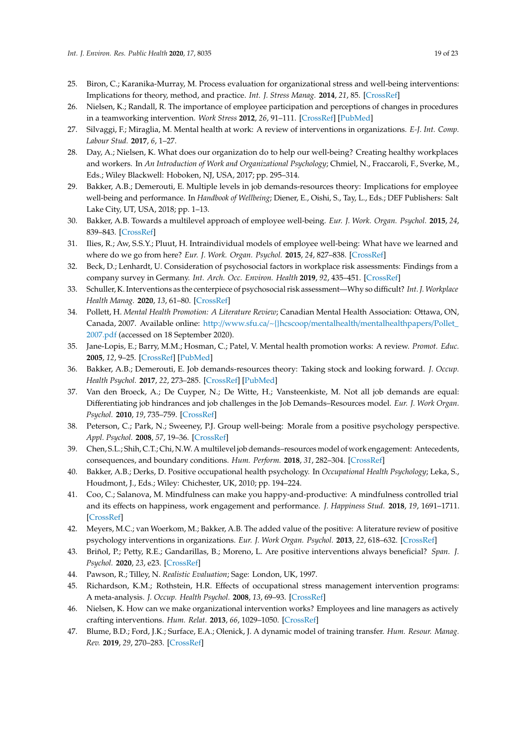25. Biron, C.; Karanika-Murray, M. Process evaluation for organizational stress and well-being interventions: Implications for theory, method, and practice. *Int. J. Stress Manag.* **2014**, *21*, 85. [CrossRef]
26. Nielsen, K.; Randall, R. The importance of employee participation and perceptions of changes in procedures in a teamworking intervention. *Work Stress* **2012**, *26*, 91–111. [CrossRef] [PubMed]
27. Silvaggi, F.; Miraglia, M. Mental health at work: A review of interventions in organizations. *E-J. Int. Comp. Labour Stud.* **2017**, *6*, 1–27.
28. Day, A.; Nielsen, K. What does our organization do to help our well-being? Creating healthy workplaces and workers. In *An Introduction of Work and Organizational Psychology*; Chmiel, N., Fraccaroli, F., Sverke, M., Eds.; Wiley Blackwell: Hoboken, NJ, USA, 2017; pp. 295–314.
29. Bakker, A.B.; Demerouti, E. Multiple levels in job demands-resources theory: Implications for employee well-being and performance. In *Handbook of Wellbeing*; Diener, E., Oishi, S., Tay, L., Eds.; DEF Publishers: Salt Lake City, UT, USA, 2018; pp. 1–13.
30. Bakker, A.B. Towards a multilevel approach of employee well-being. *Eur. J. Work. Organ. Psychol.* **2015**, *24*, 839–843. [CrossRef]
31. Ilies, R.; Aw, S.S.Y.; Pluut, H. Intraindividual models of employee well-being: What have we learned and where do we go from here? *Eur. J. Work. Organ. Psychol.* **2015**, *24*, 827–838. [CrossRef]
32. Beck, D.; Lenhardt, U. Consideration of psychosocial factors in workplace risk assessments: Findings from a company survey in Germany. *Int. Arch. Occ. Environ. Health* **2019**, *92*, 435–451. [CrossRef]
33. Schuller, K. Interventions as the centerpiece of psychosocial risk assessment—Why so difficult? *Int. J. Workplace Health Manag.* **2020**, *13*, 61–80. [CrossRef]
34. Pollett, H. *Mental Health Promotion: A Literature Review*; Canadian Mental Health Association: Ottawa, ON, Canada, 2007. Available online: http://www.sfu.ca/~{}hcscoop/mentalhealth/mentalhealthpapers/Pollet_2007.pdf (accessed on 18 September 2020).
35. Jane-Lopis, E.; Barry, M.M.; Hosman, C.; Patel, V. Mental health promotion works: A review. *Promot. Educ.* **2005**, *12*, 9–25. [CrossRef] [PubMed]
36. Bakker, A.B.; Demerouti, E. Job demands-resources theory: Taking stock and looking forward. *J. Occup. Health Psychol.* **2017**, *22*, 273–285. [CrossRef] [PubMed]
37. Van den Broeck, A.; De Cuyper, N.; De Witte, H.; Vansteenkiste, M. Not all job demands are equal: Differentiating job hindrances and job challenges in the Job Demands–Resources model. *Eur. J. Work Organ. Psychol.* **2010**, *19*, 735–759. [CrossRef]
38. Peterson, C.; Park, N.; Sweeney, P.J. Group well-being: Morale from a positive psychology perspective. *Appl. Psychol.* **2008**, *57*, 19–36. [CrossRef]
39. Chen, S.L.; Shih, C.T.; Chi, N.W. A multilevel job demands–resources model of work engagement: Antecedents, consequences, and boundary conditions. *Hum. Perform.* **2018**, *31*, 282–304. [CrossRef]
40. Bakker, A.B.; Derks, D. Positive occupational health psychology. In *Occupational Health Psychology*; Leka, S., Houdmont, J., Eds.; Wiley: Chichester, UK, 2010; pp. 194–224.
41. Coo, C.; Salanova, M. Mindfulness can make you happy-and-productive: A mindfulness controlled trial and its effects on happiness, work engagement and performance. *J. Happiness Stud.* **2018**, *19*, 1691–1711. [CrossRef]
42. Meyers, M.C.; van Woerkom, M.; Bakker, A.B. The added value of the positive: A literature review of positive psychology interventions in organizations. *Eur. J. Work Organ. Psychol.* **2013**, *22*, 618–632. [CrossRef]
43. Briñol, P.; Petty, R.E.; Gandarillas, B.; Moreno, L. Are positive interventions always beneficial? *Span. J. Psychol.* **2020**, *23*, e23. [CrossRef]
44. Pawson, R.; Tilley, N. *Realistic Evaluation*; Sage: London, UK, 1997.
45. Richardson, K.M.; Rothstein, H.R. Effects of occupational stress management intervention programs: A meta-analysis. *J. Occup. Health Psychol.* **2008**, *13*, 69–93. [CrossRef]
46. Nielsen, K. How can we make organizational intervention works? Employees and line managers as actively crafting interventions. *Hum. Relat.* **2013**, *66*, 1029–1050. [CrossRef]
47. Blume, B.D.; Ford, J.K.; Surface, E.A.; Olenick, J. A dynamic model of training transfer. *Hum. Resour. Manag. Rev.* **2019**, *29*, 270–283. [CrossRef]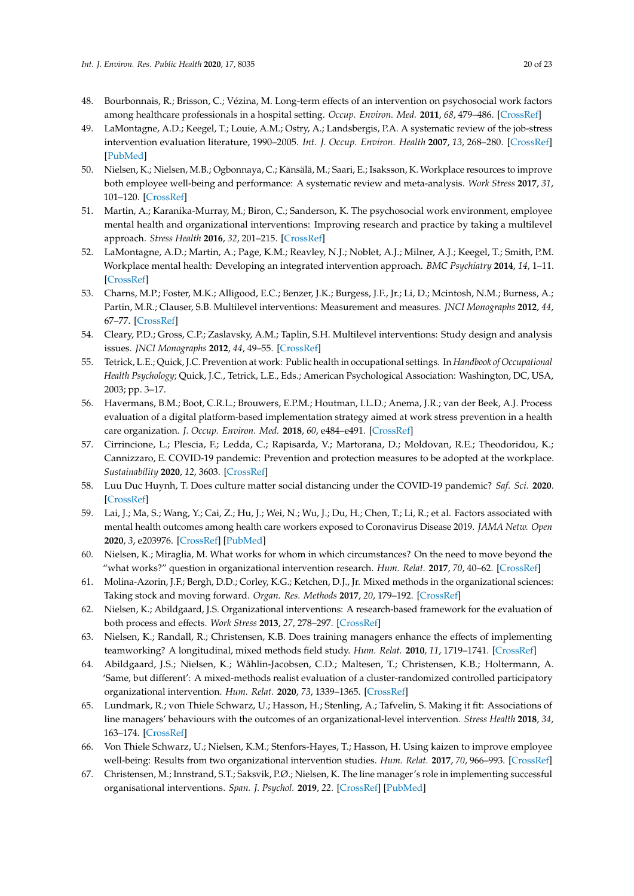48. Bourbonnais, R.; Brisson, C.; Vézina, M. Long-term effects of an intervention on psychosocial work factors among healthcare professionals in a hospital setting. *Occup. Environ. Med.* **2011**, *68*, 479–486. [CrossRef]
49. LaMontagne, A.D.; Keegel, T.; Louie, A.M.; Ostry, A.; Landsbergis, P.A. A systematic review of the job-stress intervention evaluation literature, 1990–2005. *Int. J. Occup. Environ. Health* **2007**, *13*, 268–280. [CrossRef] [PubMed]
50. Nielsen, K.; Nielsen, M.B.; Ogbonnaya, C.; Känsälä, M.; Saari, E.; Isaksson, K. Workplace resources to improve both employee well-being and performance: A systematic review and meta-analysis. *Work Stress* **2017**, *31*, 101–120. [CrossRef]
51. Martin, A.; Karanika-Murray, M.; Biron, C.; Sanderson, K. The psychosocial work environment, employee mental health and organizational interventions: Improving research and practice by taking a multilevel approach. *Stress Health* **2016**, *32*, 201–215. [CrossRef]
52. LaMontagne, A.D.; Martin, A.; Page, K.M.; Reavley, N.J.; Noblet, A.J.; Milner, A.J.; Keegel, T.; Smith, P.M. Workplace mental health: Developing an integrated intervention approach. *BMC Psychiatry* **2014**, *14*, 1–11. [CrossRef]
53. Charns, M.P.; Foster, M.K.; Alligood, E.C.; Benzer, J.K.; Burgess, J.F., Jr.; Li, D.; Mcintosh, N.M.; Burness, A.; Partin, M.R.; Clauser, S.B. Multilevel interventions: Measurement and measures. *JNCI Monographs* **2012**, *44*, 67–77. [CrossRef]
54. Cleary, P.D.; Gross, C.P.; Zaslavsky, A.M.; Taplin, S.H. Multilevel interventions: Study design and analysis issues. *JNCI Monographs* **2012**, *44*, 49–55. [CrossRef]
55. Tetrick, L.E.; Quick, J.C. Prevention at work: Public health in occupational settings. In *Handbook of Occupational Health Psychology*; Quick, J.C., Tetrick, L.E., Eds.; American Psychological Association: Washington, DC, USA, 2003; pp. 3–17.
56. Havermans, B.M.; Boot, C.R.L.; Brouwers, E.P.M.; Houtman, I.L.D.; Anema, J.R.; van der Beek, A.J. Process evaluation of a digital platform-based implementation strategy aimed at work stress prevention in a health care organization. *J. Occup. Environ. Med.* **2018**, *60*, e484–e491. [CrossRef]
57. Cirrincione, L.; Plescia, F.; Ledda, C.; Rapisarda, V.; Martorana, D.; Moldovan, R.E.; Theodoridou, K.; Cannizzaro, E. COVID-19 pandemic: Prevention and protection measures to be adopted at the workplace. *Sustainability* **2020**, *12*, 3603. [CrossRef]
58. Luu Duc Huynh, T. Does culture matter social distancing under the COVID-19 pandemic? *Saf. Sci.* **2020**. [CrossRef]
59. Lai, J.; Ma, S.; Wang, Y.; Cai, Z.; Hu, J.; Wei, N.; Wu, J.; Du, H.; Chen, T.; Li, R.; et al. Factors associated with mental health outcomes among health care workers exposed to Coronavirus Disease 2019. *JAMA Netw. Open* **2020**, *3*, e203976. [CrossRef] [PubMed]
60. Nielsen, K.; Miraglia, M. What works for whom in which circumstances? On the need to move beyond the "what works?" question in organizational intervention research. *Hum. Relat.* **2017**, *70*, 40–62. [CrossRef]
61. Molina-Azorin, J.F.; Bergh, D.D.; Corley, K.G.; Ketchen, D.J., Jr. Mixed methods in the organizational sciences: Taking stock and moving forward. *Organ. Res. Methods* **2017**, *20*, 179–192. [CrossRef]
62. Nielsen, K.; Abildgaard, J.S. Organizational interventions: A research-based framework for the evaluation of both process and effects. *Work Stress* **2013**, *27*, 278–297. [CrossRef]
63. Nielsen, K.; Randall, R.; Christensen, K.B. Does training managers enhance the effects of implementing teamworking? A longitudinal, mixed methods field study. *Hum. Relat.* **2010**, *11*, 1719–1741. [CrossRef]
64. Abildgaard, J.S.; Nielsen, K.; Wåhlin-Jacobsen, C.D.; Maltesen, T.; Christensen, K.B.; Holtermann, A. 'Same, but different': A mixed-methods realist evaluation of a cluster-randomized controlled participatory organizational intervention. *Hum. Relat.* **2020**, *73*, 1339–1365. [CrossRef]
65. Lundmark, R.; von Thiele Schwarz, U.; Hasson, H.; Stenling, A.; Tafvelin, S. Making it fit: Associations of line managers' behaviours with the outcomes of an organizational-level intervention. *Stress Health* **2018**, *34*, 163–174. [CrossRef]
66. Von Thiele Schwarz, U.; Nielsen, K.M.; Stenfors-Hayes, T.; Hasson, H. Using kaizen to improve employee well-being: Results from two organizational intervention studies. *Hum. Relat.* **2017**, *70*, 966–993. [CrossRef]
67. Christensen, M.; Innstrand, S.T.; Saksvik, P.Ø.; Nielsen, K. The line manager's role in implementing successful organisational interventions. *Span. J. Psychol.* **2019**, *22*. [CrossRef] [PubMed]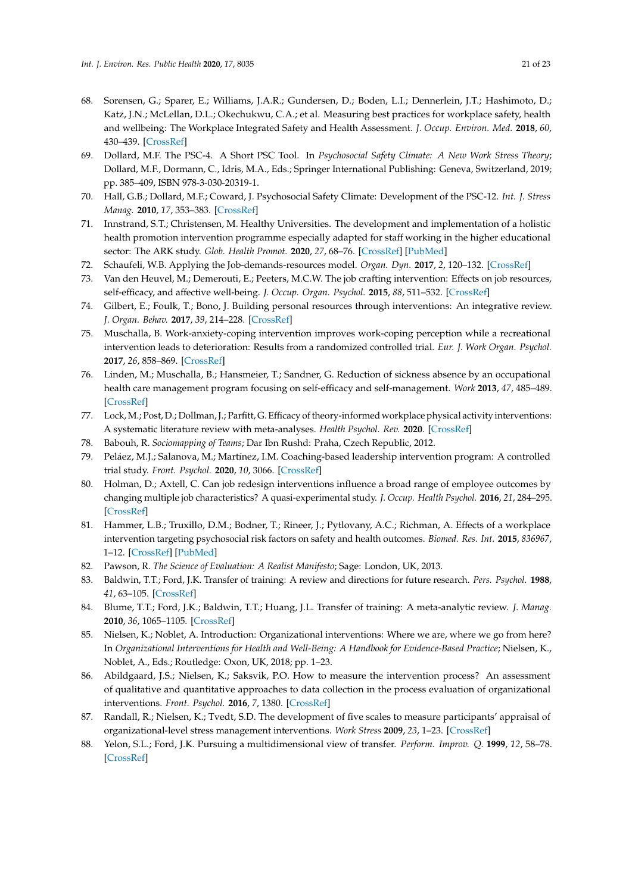68. Sorensen, G.; Sparer, E.; Williams, J.A.R.; Gundersen, D.; Boden, L.I.; Dennerlein, J.T.; Hashimoto, D.; Katz, J.N.; McLellan, D.L.; Okechukwu, C.A.; et al. Measuring best practices for workplace safety, health and wellbeing: The Workplace Integrated Safety and Health Assessment. *J. Occup. Environ. Med.* **2018**, *60*, 430–439. [CrossRef]
69. Dollard, M.F. The PSC-4. A Short PSC Tool. In *Psychosocial Safety Climate: A New Work Stress Theory*; Dollard, M.F., Dormann, C., Idris, M.A., Eds.; Springer International Publishing: Geneva, Switzerland, 2019; pp. 385–409, ISBN 978-3-030-20319-1.
70. Hall, G.B.; Dollard, M.F.; Coward, J. Psychosocial Safety Climate: Development of the PSC-12. *Int. J. Stress Manag.* **2010**, *17*, 353–383. [CrossRef]
71. Innstrand, S.T.; Christensen, M. Healthy Universities. The development and implementation of a holistic health promotion intervention programme especially adapted for staff working in the higher educational sector: The ARK study. *Glob. Health Promot.* **2020**, *27*, 68–76. [CrossRef] [PubMed]
72. Schaufeli, W.B. Applying the Job-demands-resources model. *Organ. Dyn.* **2017**, *2*, 120–132. [CrossRef]
73. Van den Heuvel, M.; Demerouti, E.; Peeters, M.C.W. The job crafting intervention: Effects on job resources, self-efficacy, and affective well-being. *J. Occup. Organ. Psychol.* **2015**, *88*, 511–532. [CrossRef]
74. Gilbert, E.; Foulk, T.; Bono, J. Building personal resources through interventions: An integrative review. *J. Organ. Behav.* **2017**, *39*, 214–228. [CrossRef]
75. Muschalla, B. Work-anxiety-coping intervention improves work-coping perception while a recreational intervention leads to deterioration: Results from a randomized controlled trial. *Eur. J. Work Organ. Psychol.* **2017**, *26*, 858–869. [CrossRef]
76. Linden, M.; Muschalla, B.; Hansmeier, T.; Sandner, G. Reduction of sickness absence by an occupational health care management program focusing on self-efficacy and self-management. *Work* **2013**, *47*, 485–489. [CrossRef]
77. Lock, M.; Post, D.; Dollman, J.; Parfitt, G. Efficacy of theory-informed workplace physical activity interventions: A systematic literature review with meta-analyses. *Health Psychol. Rev.* **2020**. [CrossRef]
78. Babouh, R. *Sociomapping of Teams*; Dar Ibn Rushd: Praha, Czech Republic, 2012.
79. Peláez, M.J.; Salanova, M.; Martínez, I.M. Coaching-based leadership intervention program: A controlled trial study. *Front. Psychol.* **2020**, *10*, 3066. [CrossRef]
80. Holman, D.; Axtell, C. Can job redesign interventions influence a broad range of employee outcomes by changing multiple job characteristics? A quasi-experimental study. *J. Occup. Health Psychol.* **2016**, *21*, 284–295. [CrossRef]
81. Hammer, L.B.; Truxillo, D.M.; Bodner, T.; Rineer, J.; Pytlovany, A.C.; Richman, A. Effects of a workplace intervention targeting psychosocial risk factors on safety and health outcomes. *Biomed. Res. Int.* **2015**, *836967*, 1–12. [CrossRef] [PubMed]
82. Pawson, R. *The Science of Evaluation: A Realist Manifesto*; Sage: London, UK, 2013.
83. Baldwin, T.T.; Ford, J.K. Transfer of training: A review and directions for future research. *Pers. Psychol.* **1988**, *41*, 63–105. [CrossRef]
84. Blume, T.T.; Ford, J.K.; Baldwin, T.T.; Huang, J.L. Transfer of training: A meta-analytic review. *J. Manag.* **2010**, *36*, 1065–1105. [CrossRef]
85. Nielsen, K.; Noblet, A. Introduction: Organizational interventions: Where we are, where we go from here? In *Organizational Interventions for Health and Well-Being: A Handbook for Evidence-Based Practice*; Nielsen, K., Noblet, A., Eds.; Routledge: Oxon, UK, 2018; pp. 1–23.
86. Abildgaard, J.S.; Nielsen, K.; Saksvik, P.O. How to measure the intervention process? An assessment of qualitative and quantitative approaches to data collection in the process evaluation of organizational interventions. *Front. Psychol.* **2016**, *7*, 1380. [CrossRef]
87. Randall, R.; Nielsen, K.; Tvedt, S.D. The development of five scales to measure participants' appraisal of organizational-level stress management interventions. *Work Stress* **2009**, *23*, 1–23. [CrossRef]
88. Yelon, S.L.; Ford, J.K. Pursuing a multidimensional view of transfer. *Perform. Improv. Q.* **1999**, *12*, 58–78. [CrossRef]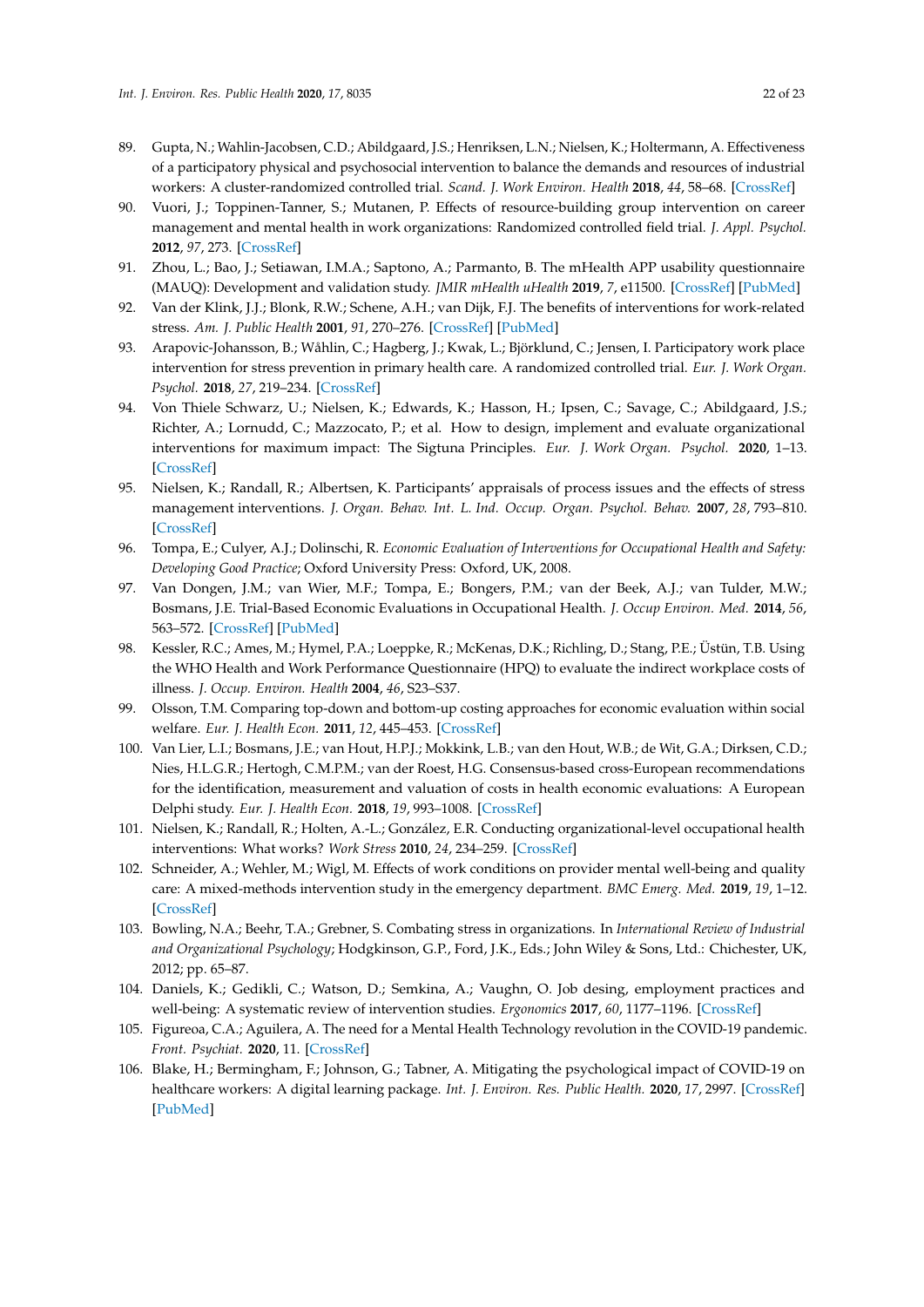89. Gupta, N.; Wahlin-Jacobsen, C.D.; Abildgaard, J.S.; Henriksen, L.N.; Nielsen, K.; Holtermann, A. Effectiveness of a participatory physical and psychosocial intervention to balance the demands and resources of industrial workers: A cluster-randomized controlled trial. *Scand. J. Work Environ. Health* **2018**, *44*, 58–68. [CrossRef]
90. Vuori, J.; Toppinen-Tanner, S.; Mutanen, P. Effects of resource-building group intervention on career management and mental health in work organizations: Randomized controlled field trial. *J. Appl. Psychol.* **2012**, *97*, 273. [CrossRef]
91. Zhou, L.; Bao, J.; Setiawan, I.M.A.; Saptono, A.; Parmanto, B. The mHealth APP usability questionnaire (MAUQ): Development and validation study. *JMIR mHealth uHealth* **2019**, *7*, e11500. [CrossRef] [PubMed]
92. Van der Klink, J.J.; Blonk, R.W.; Schene, A.H.; van Dijk, F.J. The benefits of interventions for work-related stress. *Am. J. Public Health* **2001**, *91*, 270–276. [CrossRef] [PubMed]
93. Arapovic-Johansson, B.; Wåhlin, C.; Hagberg, J.; Kwak, L.; Björklund, C.; Jensen, I. Participatory work place intervention for stress prevention in primary health care. A randomized controlled trial. *Eur. J. Work Organ. Psychol.* **2018**, *27*, 219–234. [CrossRef]
94. Von Thiele Schwarz, U.; Nielsen, K.; Edwards, K.; Hasson, H.; Ipsen, C.; Savage, C.; Abildgaard, J.S.; Richter, A.; Lornudd, C.; Mazzocato, P.; et al. How to design, implement and evaluate organizational interventions for maximum impact: The Sigtuna Principles. *Eur. J. Work Organ. Psychol.* **2020**, 1–13. [CrossRef]
95. Nielsen, K.; Randall, R.; Albertsen, K. Participants' appraisals of process issues and the effects of stress management interventions. *J. Organ. Behav. Int. J. Ind. Occup. Organ. Psychol. Behav.* **2007**, *28*, 793–810. [CrossRef]
96. Tompa, E.; Culyer, A.J.; Dolinschi, R. *Economic Evaluation of Interventions for Occupational Health and Safety: Developing Good Practice*; Oxford University Press: Oxford, UK, 2008.
97. Van Dongen, J.M.; van Wier, M.F.; Tompa, E.; Bongers, P.M.; van der Beek, A.J.; van Tulder, M.W.; Bosmans, J.E. Trial-Based Economic Evaluations in Occupational Health. *J. Occup Environ. Med.* **2014**, *56*, 563–572. [CrossRef] [PubMed]
98. Kessler, R.C.; Ames, M.; Hymel, P.A.; Loeppke, R.; McKenas, D.K.; Richling, D.; Stang, P.E.; Üstün, T.B. Using the WHO Health and Work Performance Questionnaire (HPQ) to evaluate the indirect workplace costs of illness. *J. Occup. Environ. Health* **2004**, *46*, S23–S37.
99. Olsson, T.M. Comparing top-down and bottom-up costing approaches for economic evaluation within social welfare. *Eur. J. Health Econ.* **2011**, *12*, 445–453. [CrossRef]
100. Van Lier, L.I.; Bosmans, J.E.; van Hout, H.P.J.; Mokkink, L.B.; van den Hout, W.B.; de Wit, G.A.; Dirksen, C.D.; Nies, H.L.G.R.; Hertogh, C.M.P.M.; van der Roest, H.G. Consensus-based cross-European recommendations for the identification, measurement and valuation of costs in health economic evaluations: A European Delphi study. *Eur. J. Health Econ.* **2018**, *19*, 993–1008. [CrossRef]
101. Nielsen, K.; Randall, R.; Holten, A.-L.; González, E.R. Conducting organizational-level occupational health interventions: What works? *Work Stress* **2010**, *24*, 234–259. [CrossRef]
102. Schneider, A.; Wehler, M.; Wigl, M. Effects of work conditions on provider mental well-being and quality care: A mixed-methods intervention study in the emergency department. *BMC Emerg. Med.* **2019**, *19*, 1–12. [CrossRef]
103. Bowling, N.A.; Beehr, T.A.; Grebner, S. Combating stress in organizations. In *International Review of Industrial and Organizational Psychology*; Hodgkinson, G.P., Ford, J.K., Eds.; John Wiley & Sons, Ltd.: Chichester, UK, 2012; pp. 65–87.
104. Daniels, K.; Gedikli, C.; Watson, D.; Semkina, A.; Vaughn, O. Job desing, employment practices and well-being: A systematic review of intervention studies. *Ergonomics* **2017**, *60*, 1177–1196. [CrossRef]
105. Figureoa, C.A.; Aguilera, A. The need for a Mental Health Technology revolution in the COVID-19 pandemic. *Front. Psychiat.* **2020**, 11. [CrossRef]
106. Blake, H.; Bermingham, F.; Johnson, G.; Tabner, A. Mitigating the psychological impact of COVID-19 on healthcare workers: A digital learning package. *Int. J. Environ. Res. Public Health.* **2020**, *17*, 2997. [CrossRef] [PubMed]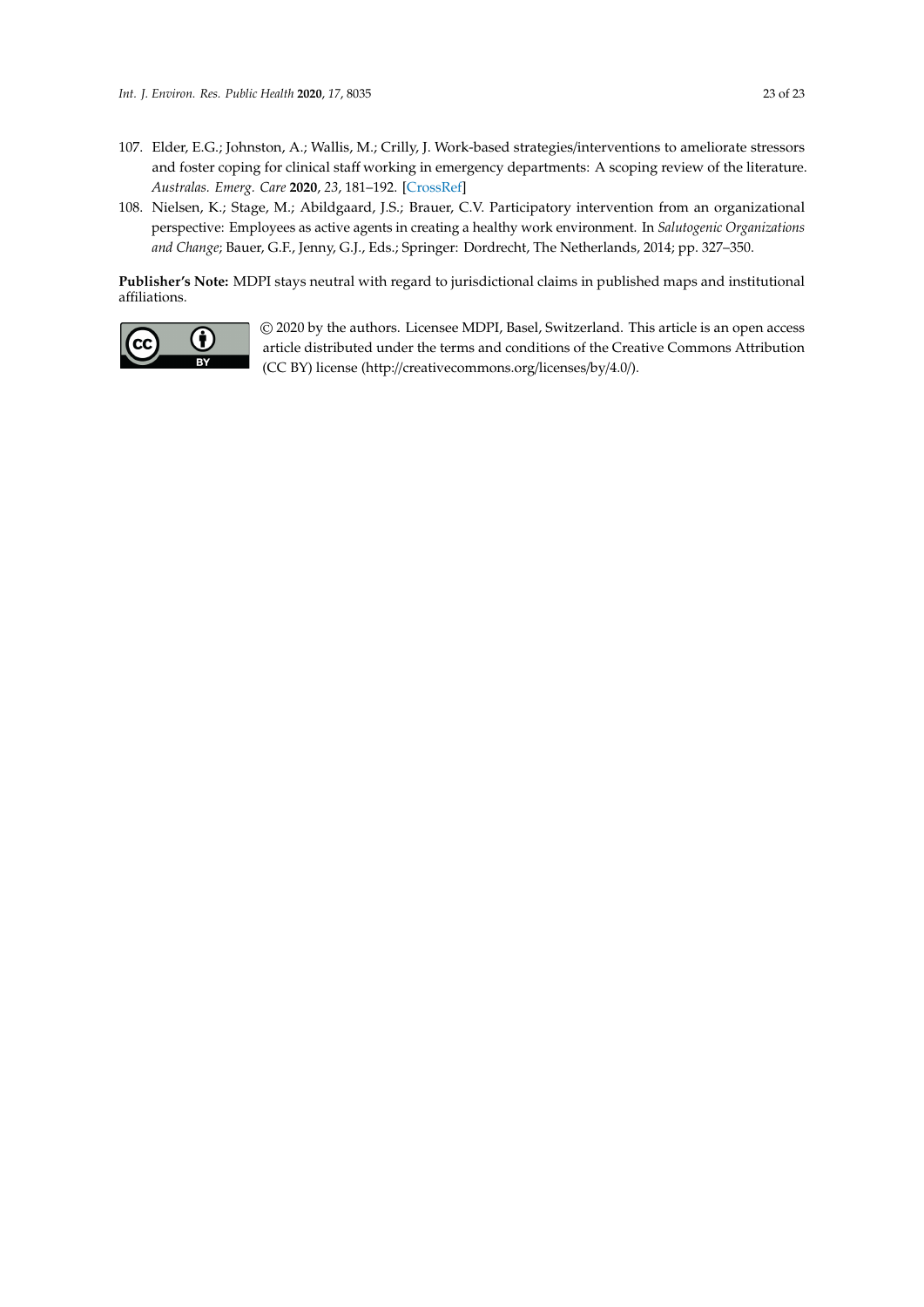107. Elder, E.G.; Johnston, A.; Wallis, M.; Crilly, J. Work-based strategies/interventions to ameliorate stressors and foster coping for clinical staff working in emergency departments: A scoping review of the literature. *Australas. Emerg. Care* **2020**, *23*, 181–192. [CrossRef]
108. Nielsen, K.; Stage, M.; Abildgaard, J.S.; Brauer, C.V. Participatory intervention from an organizational perspective: Employees as active agents in creating a healthy work environment. In *Salutogenic Organizations and Change*; Bauer, G.F., Jenny, G.J., Eds.; Springer: Dordrecht, The Netherlands, 2014; pp. 327–350.

**Publisher's Note:** MDPI stays neutral with regard to jurisdictional claims in published maps and institutional affiliations.

© 2020 by the authors. Licensee MDPI, Basel, Switzerland. This article is an open access article distributed under the terms and conditions of the Creative Commons Attribution (CC BY) license (http://creativecommons.org/licenses/by/4.0/).